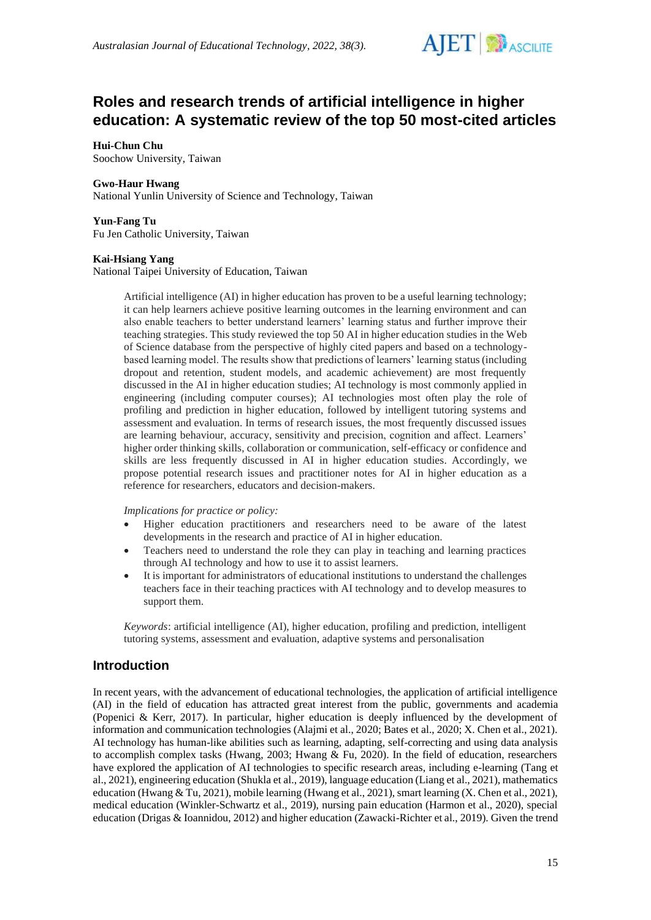# Roles and research trends of artificial intelligence in higher education: A systematic review of the top 50 most-cited articles

**Hui-Chun Chu**
Soochow University, Taiwan

**Gwo-Haur Hwang**
National Yunlin University of Science and Technology, Taiwan

**Yun-Fang Tu**
Fu Jen Catholic University, Taiwan

**Kai-Hsiang Yang**
National Taipei University of Education, Taiwan

> Artificial intelligence (AI) in higher education has proven to be a useful learning technology; it can help learners achieve positive learning outcomes in the learning environment and can also enable teachers to better understand learners' learning status and further improve their teaching strategies. This study reviewed the top 50 AI in higher education studies in the Web of Science database from the perspective of highly cited papers and based on a technology-based learning model. The results show that predictions of learners' learning status (including dropout and retention, student models, and academic achievement) are most frequently discussed in the AI in higher education studies; AI technology is most commonly applied in engineering (including computer courses); AI technologies most often play the role of profiling and prediction in higher education, followed by intelligent tutoring systems and assessment and evaluation. In terms of research issues, the most frequently discussed issues are learning behaviour, accuracy, sensitivity and precision, cognition and affect. Learners' higher order thinking skills, collaboration or communication, self-efficacy or confidence and skills are less frequently discussed in AI in higher education studies. Accordingly, we propose potential research issues and practitioner notes for AI in higher education as a reference for researchers, educators and decision-makers.
>
> *Implications for practice or policy:*
>
> - Higher education practitioners and researchers need to be aware of the latest developments in the research and practice of AI in higher education.
> - Teachers need to understand the role they can play in teaching and learning practices through AI technology and how to use it to assist learners.
> - It is important for administrators of educational institutions to understand the challenges teachers face in their teaching practices with AI technology and to develop measures to support them.
>
> *Keywords*: artificial intelligence (AI), higher education, profiling and prediction, intelligent tutoring systems, assessment and evaluation, adaptive systems and personalisation

## Introduction

In recent years, with the advancement of educational technologies, the application of artificial intelligence (AI) in the field of education has attracted great interest from the public, governments and academia (Popenici & Kerr, 2017). In particular, higher education is deeply influenced by the development of information and communication technologies (Alajmi et al., 2020; Bates et al., 2020; X. Chen et al., 2021). AI technology has human-like abilities such as learning, adapting, self-correcting and using data analysis to accomplish complex tasks (Hwang, 2003; Hwang & Fu, 2020). In the field of education, researchers have explored the application of AI technologies to specific research areas, including e-learning (Tang et al., 2021), engineering education (Shukla et al., 2019), language education (Liang et al., 2021), mathematics education (Hwang & Tu, 2021), mobile learning (Hwang et al., 2021), smart learning (X. Chen et al., 2021), medical education (Winkler-Schwartz et al., 2019), nursing pain education (Harmon et al., 2020), special education (Drigas & Ioannidou, 2012) and higher education (Zawacki-Richter et al., 2019). Given the trend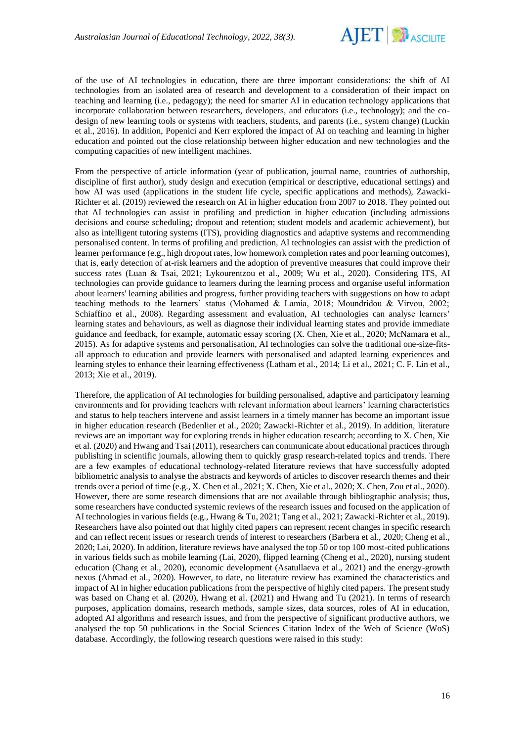of the use of AI technologies in education, there are three important considerations: the shift of AI technologies from an isolated area of research and development to a consideration of their impact on teaching and learning (i.e., pedagogy); the need for smarter AI in education technology applications that incorporate collaboration between researchers, developers, and educators (i.e., technology); and the co-design of new learning tools or systems with teachers, students, and parents (i.e., system change) (Luckin et al., 2016). In addition, Popenici and Kerr explored the impact of AI on teaching and learning in higher education and pointed out the close relationship between higher education and new technologies and the computing capacities of new intelligent machines.

From the perspective of article information (year of publication, journal name, countries of authorship, discipline of first author), study design and execution (empirical or descriptive, educational settings) and how AI was used (applications in the student life cycle, specific applications and methods), Zawacki-Richter et al. (2019) reviewed the research on AI in higher education from 2007 to 2018. They pointed out that AI technologies can assist in profiling and prediction in higher education (including admissions decisions and course scheduling; dropout and retention; student models and academic achievement), but also as intelligent tutoring systems (ITS), providing diagnostics and adaptive systems and recommending personalised content. In terms of profiling and prediction, AI technologies can assist with the prediction of learner performance (e.g., high dropout rates, low homework completion rates and poor learning outcomes), that is, early detection of at-risk learners and the adoption of preventive measures that could improve their success rates (Luan & Tsai, 2021; Lykourentzou et al., 2009; Wu et al., 2020). Considering ITS, AI technologies can provide guidance to learners during the learning process and organise useful information about learners' learning abilities and progress, further providing teachers with suggestions on how to adapt teaching methods to the learners' status (Mohamed & Lamia, 2018; Moundridou & Virvou, 2002; Schiaffino et al., 2008). Regarding assessment and evaluation, AI technologies can analyse learners' learning states and behaviours, as well as diagnose their individual learning states and provide immediate guidance and feedback, for example, automatic essay scoring (X. Chen, Xie et al., 2020; McNamara et al., 2015). As for adaptive systems and personalisation, AI technologies can solve the traditional one-size-fits-all approach to education and provide learners with personalised and adapted learning experiences and learning styles to enhance their learning effectiveness (Latham et al., 2014; Li et al., 2021; C. F. Lin et al., 2013; Xie et al., 2019).

Therefore, the application of AI technologies for building personalised, adaptive and participatory learning environments and for providing teachers with relevant information about learners' learning characteristics and status to help teachers intervene and assist learners in a timely manner has become an important issue in higher education research (Bedenlier et al., 2020; Zawacki-Richter et al., 2019). In addition, literature reviews are an important way for exploring trends in higher education research; according to X. Chen, Xie et al. (2020) and Hwang and Tsai (2011), researchers can communicate about educational practices through publishing in scientific journals, allowing them to quickly grasp research-related topics and trends. There are a few examples of educational technology-related literature reviews that have successfully adopted bibliometric analysis to analyse the abstracts and keywords of articles to discover research themes and their trends over a period of time (e.g., X. Chen et al., 2021; X. Chen, Xie et al., 2020; X. Chen, Zou et al., 2020). However, there are some research dimensions that are not available through bibliographic analysis; thus, some researchers have conducted systemic reviews of the research issues and focused on the application of AI technologies in various fields (e.g., Hwang & Tu, 2021; Tang et al., 2021; Zawacki-Richter et al., 2019). Researchers have also pointed out that highly cited papers can represent recent changes in specific research and can reflect recent issues or research trends of interest to researchers (Barbera et al., 2020; Cheng et al., 2020; Lai, 2020). In addition, literature reviews have analysed the top 50 or top 100 most-cited publications in various fields such as mobile learning (Lai, 2020), flipped learning (Cheng et al., 2020), nursing student education (Chang et al., 2020), economic development (Asatullaeva et al., 2021) and the energy-growth nexus (Ahmad et al., 2020). However, to date, no literature review has examined the characteristics and impact of AI in higher education publications from the perspective of highly cited papers. The present study was based on Chang et al. (2020), Hwang et al. (2021) and Hwang and Tu (2021). In terms of research purposes, application domains, research methods, sample sizes, data sources, roles of AI in education, adopted AI algorithms and research issues, and from the perspective of significant productive authors, we analysed the top 50 publications in the Social Sciences Citation Index of the Web of Science (WoS) database. Accordingly, the following research questions were raised in this study: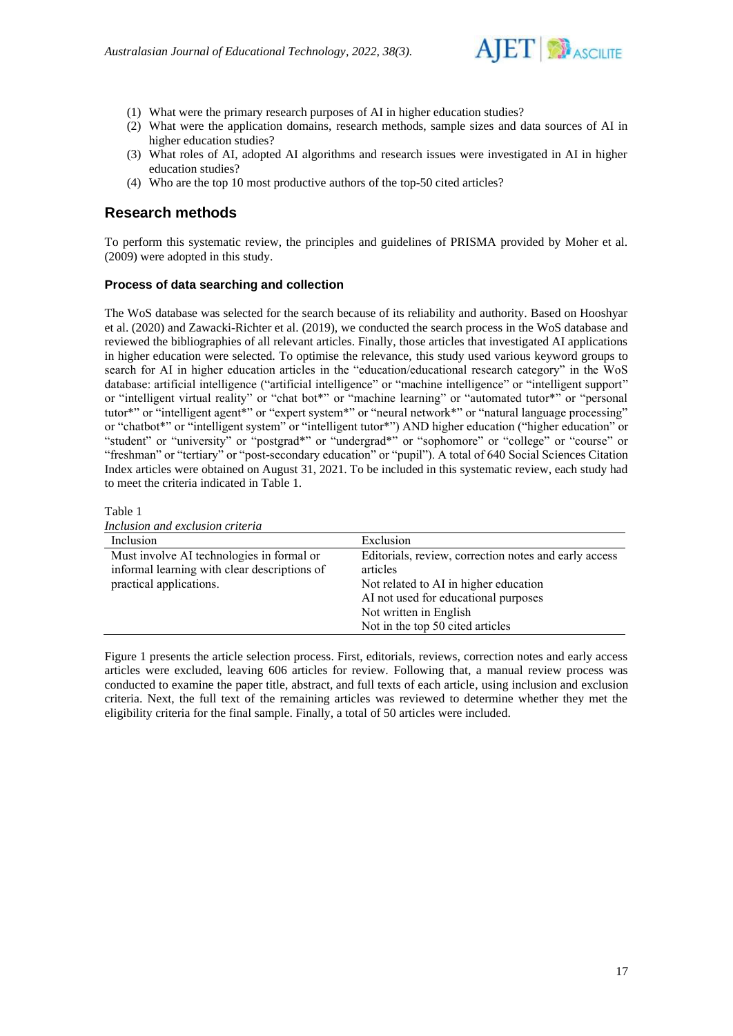(1) What were the primary research purposes of AI in higher education studies?
(2) What were the application domains, research methods, sample sizes and data sources of AI in higher education studies?
(3) What roles of AI, adopted AI algorithms and research issues were investigated in AI in higher education studies?
(4) Who are the top 10 most productive authors of the top-50 cited articles?

## Research methods

To perform this systematic review, the principles and guidelines of PRISMA provided by Moher et al. (2009) were adopted in this study.

### Process of data searching and collection

The WoS database was selected for the search because of its reliability and authority. Based on Hooshyar et al. (2020) and Zawacki-Richter et al. (2019), we conducted the search process in the WoS database and reviewed the bibliographies of all relevant articles. Finally, those articles that investigated AI applications in higher education were selected. To optimise the relevance, this study used various keyword groups to search for AI in higher education articles in the "education/educational research category" in the WoS database: artificial intelligence ("artificial intelligence" or "machine intelligence" or "intelligent support" or "intelligent virtual reality" or "chat bot*" or "machine learning" or "automated tutor*" or "personal tutor*" or "intelligent agent*" or "expert system*" or "neural network*" or "natural language processing" or "chatbot*" or "intelligent system" or "intelligent tutor*") AND higher education ("higher education" or "student" or "university" or "postgrad*" or "undergrad*" or "sophomore" or "college" or "course" or "freshman" or "tertiary" or "post-secondary education" or "pupil"). A total of 640 Social Sciences Citation Index articles were obtained on August 31, 2021. To be included in this systematic review, each study had to meet the criteria indicated in Table 1.

Table 1
*Inclusion and exclusion criteria*

| Inclusion | Exclusion |
|---|---|
| Must involve AI technologies in formal or informal learning with clear descriptions of practical applications. | Editorials, review, correction notes and early access articles |
| | Not related to AI in higher education |
| | AI not used for educational purposes |
| | Not written in English |
| | Not in the top 50 cited articles |

Figure 1 presents the article selection process. First, editorials, reviews, correction notes and early access articles were excluded, leaving 606 articles for review. Following that, a manual review process was conducted to examine the paper title, abstract, and full texts of each article, using inclusion and exclusion criteria. Next, the full text of the remaining articles was reviewed to determine whether they met the eligibility criteria for the final sample. Finally, a total of 50 articles were included.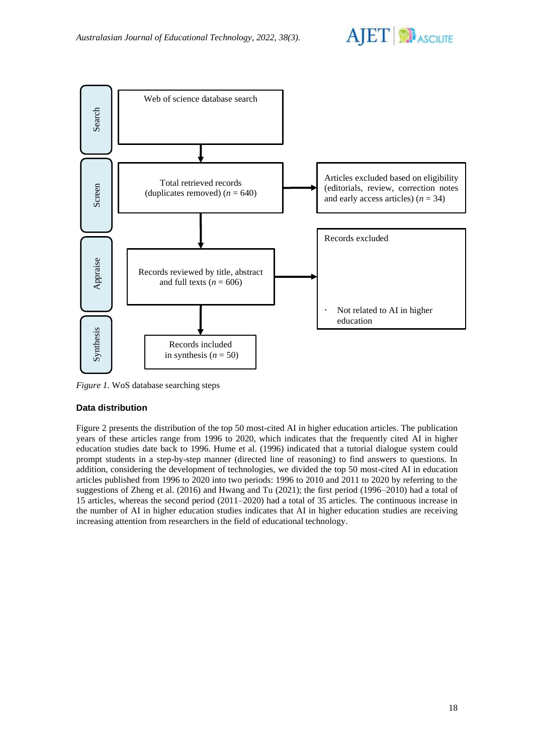Search

Web of science database search

Screen

Total retrieved records
(duplicates removed) ($n$ = 640)

Articles excluded based on eligibility (editorials, review, correction notes and early access articles) ($n$ = 34)

Appraise

Records reviewed by title, abstract and full texts ($n$ = 606)

Records excluded

- Not related to AI in higher education

Synthesis

Records included
in synthesis ($n$ = 50)

*Figure 1.* WoS database searching steps

### Data distribution

Figure 2 presents the distribution of the top 50 most-cited AI in higher education articles. The publication years of these articles range from 1996 to 2020, which indicates that the frequently cited AI in higher education studies date back to 1996. Hume et al. (1996) indicated that a tutorial dialogue system could prompt students in a step-by-step manner (directed line of reasoning) to find answers to questions. In addition, considering the development of technologies, we divided the top 50 most-cited AI in education articles published from 1996 to 2020 into two periods: 1996 to 2010 and 2011 to 2020 by referring to the suggestions of Zheng et al. (2016) and Hwang and Tu (2021); the first period (1996–2010) had a total of 15 articles, whereas the second period (2011–2020) had a total of 35 articles. The continuous increase in the number of AI in higher education studies indicates that AI in higher education studies are receiving increasing attention from researchers in the field of educational technology.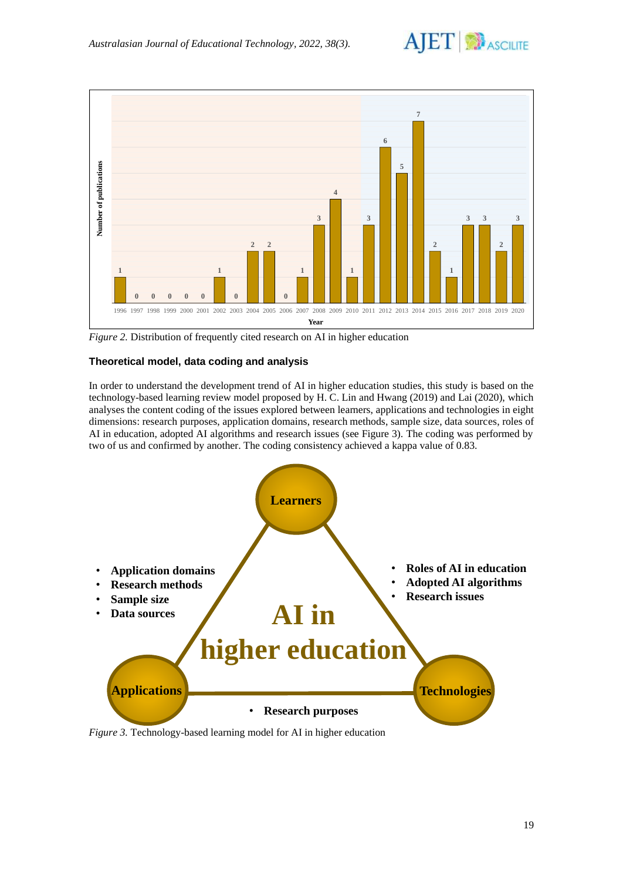*Figure 2.* Distribution of frequently cited research on AI in higher education

#### Theoretical model, data coding and analysis

In order to understand the development trend of AI in higher education studies, this study is based on the technology-based learning review model proposed by H. C. Lin and Hwang (2019) and Lai (2020), which analyses the content coding of the issues explored between learners, applications and technologies in eight dimensions: research purposes, application domains, research methods, sample size, data sources, roles of AI in education, adopted AI algorithms and research issues (see Figure 3). The coding was performed by two of us and confirmed by another. The coding consistency achieved a kappa value of 0.83.

*Figure 3.* Technology-based learning model for AI in higher education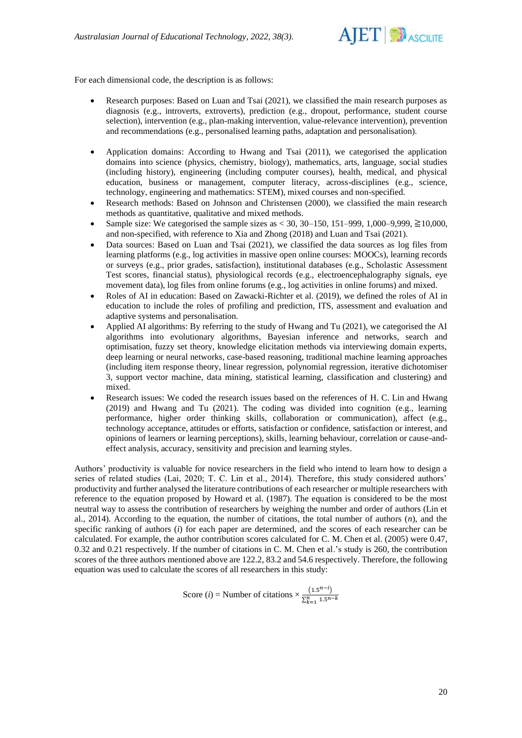For each dimensional code, the description is as follows:

- Research purposes: Based on Luan and Tsai (2021), we classified the main research purposes as diagnosis (e.g., introverts, extroverts), prediction (e.g., dropout, performance, student course selection), intervention (e.g., plan-making intervention, value-relevance intervention), prevention and recommendations (e.g., personalised learning paths, adaptation and personalisation).
- Application domains: According to Hwang and Tsai (2011), we categorised the application domains into science (physics, chemistry, biology), mathematics, arts, language, social studies (including history), engineering (including computer courses), health, medical, and physical education, business or management, computer literacy, across-disciplines (e.g., science, technology, engineering and mathematics: STEM), mixed courses and non-specified.
- Research methods: Based on Johnson and Christensen (2000), we classified the main research methods as quantitative, qualitative and mixed methods.
- Sample size: We categorised the sample sizes as < 30, 30–150, 151–999, 1,000–9,999, ≧10,000, and non-specified, with reference to Xia and Zhong (2018) and Luan and Tsai (2021).
- Data sources: Based on Luan and Tsai (2021), we classified the data sources as log files from learning platforms (e.g., log activities in massive open online courses: MOOCs), learning records or surveys (e.g., prior grades, satisfaction), institutional databases (e.g., Scholastic Assessment Test scores, financial status), physiological records (e.g., electroencephalography signals, eye movement data), log files from online forums (e.g., log activities in online forums) and mixed.
- Roles of AI in education: Based on Zawacki-Richter et al. (2019), we defined the roles of AI in education to include the roles of profiling and prediction, ITS, assessment and evaluation and adaptive systems and personalisation.
- Applied AI algorithms: By referring to the study of Hwang and Tu (2021), we categorised the AI algorithms into evolutionary algorithms, Bayesian inference and networks, search and optimisation, fuzzy set theory, knowledge elicitation methods via interviewing domain experts, deep learning or neural networks, case-based reasoning, traditional machine learning approaches (including item response theory, linear regression, polynomial regression, iterative dichotomiser 3, support vector machine, data mining, statistical learning, classification and clustering) and mixed.
- Research issues: We coded the research issues based on the references of H. C. Lin and Hwang (2019) and Hwang and Tu (2021). The coding was divided into cognition (e.g., learning performance, higher order thinking skills, collaboration or communication), affect (e.g., technology acceptance, attitudes or efforts, satisfaction or confidence, satisfaction or interest, and opinions of learners or learning perceptions), skills, learning behaviour, correlation or cause-and-effect analysis, accuracy, sensitivity and precision and learning styles.

Authors' productivity is valuable for novice researchers in the field who intend to learn how to design a series of related studies (Lai, 2020; T. C. Lin et al., 2014). Therefore, this study considered authors' productivity and further analysed the literature contributions of each researcher or multiple researchers with reference to the equation proposed by Howard et al. (1987). The equation is considered to be the most neutral way to assess the contribution of researchers by weighing the number and order of authors (Lin et al., 2014). According to the equation, the number of citations, the total number of authors ($n$), and the specific ranking of authors ($i$) for each paper are determined, and the scores of each researcher can be calculated. For example, the author contribution scores calculated for C. M. Chen et al. (2005) were 0.47, 0.32 and 0.21 respectively. If the number of citations in C. M. Chen et al.'s study is 260, the contribution scores of the three authors mentioned above are 122.2, 83.2 and 54.6 respectively. Therefore, the following equation was used to calculate the scores of all researchers in this study:

$$\text{Score } (i) = \text{Number of citations} \times \frac{(1.5^{n-i})}{\sum_{k=1}^{n} 1.5^{n-k}}$$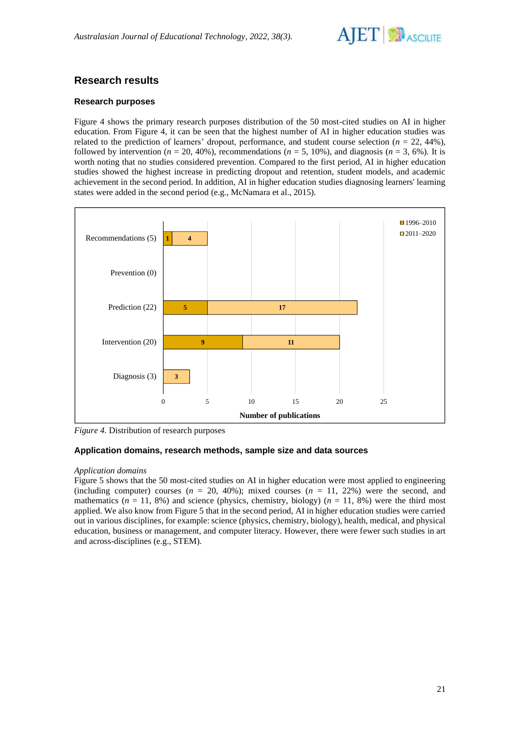## Research results

### Research purposes

Figure 4 shows the primary research purposes distribution of the 50 most-cited studies on AI in higher education. From Figure 4, it can be seen that the highest number of AI in higher education studies was related to the prediction of learners' dropout, performance, and student course selection ($n$ = 22, 44%), followed by intervention ($n$ = 20, 40%), recommendations ($n$ = 5, 10%), and diagnosis ($n$ = 3, 6%). It is worth noting that no studies considered prevention. Compared to the first period, AI in higher education studies showed the highest increase in predicting dropout and retention, student models, and academic achievement in the second period. In addition, AI in higher education studies diagnosing learners' learning states were added in the second period (e.g., McNamara et al., 2015).

| Research purpose | 1996–2010 | 2011–2020 |
|---|---|---|
| Recommendations (5) | 1 | 4 |
| Prevention (0) | | |
| Prediction (22) | 5 | 17 |
| Intervention (20) | 9 | 11 |
| Diagnosis (3) | | 3 |

*Figure 4.* Distribution of research purposes

### Application domains, research methods, sample size and data sources

*Application domains*

Figure 5 shows that the 50 most-cited studies on AI in higher education were most applied to engineering (including computer) courses ($n$ = 20, 40%); mixed courses ($n$ = 11, 22%) were the second, and mathematics ($n$ = 11, 8%) and science (physics, chemistry, biology) ($n$ = 11, 8%) were the third most applied. We also know from Figure 5 that in the second period, AI in higher education studies were carried out in various disciplines, for example: science (physics, chemistry, biology), health, medical, and physical education, business or management, and computer literacy. However, there were fewer such studies in art and across-disciplines (e.g., STEM).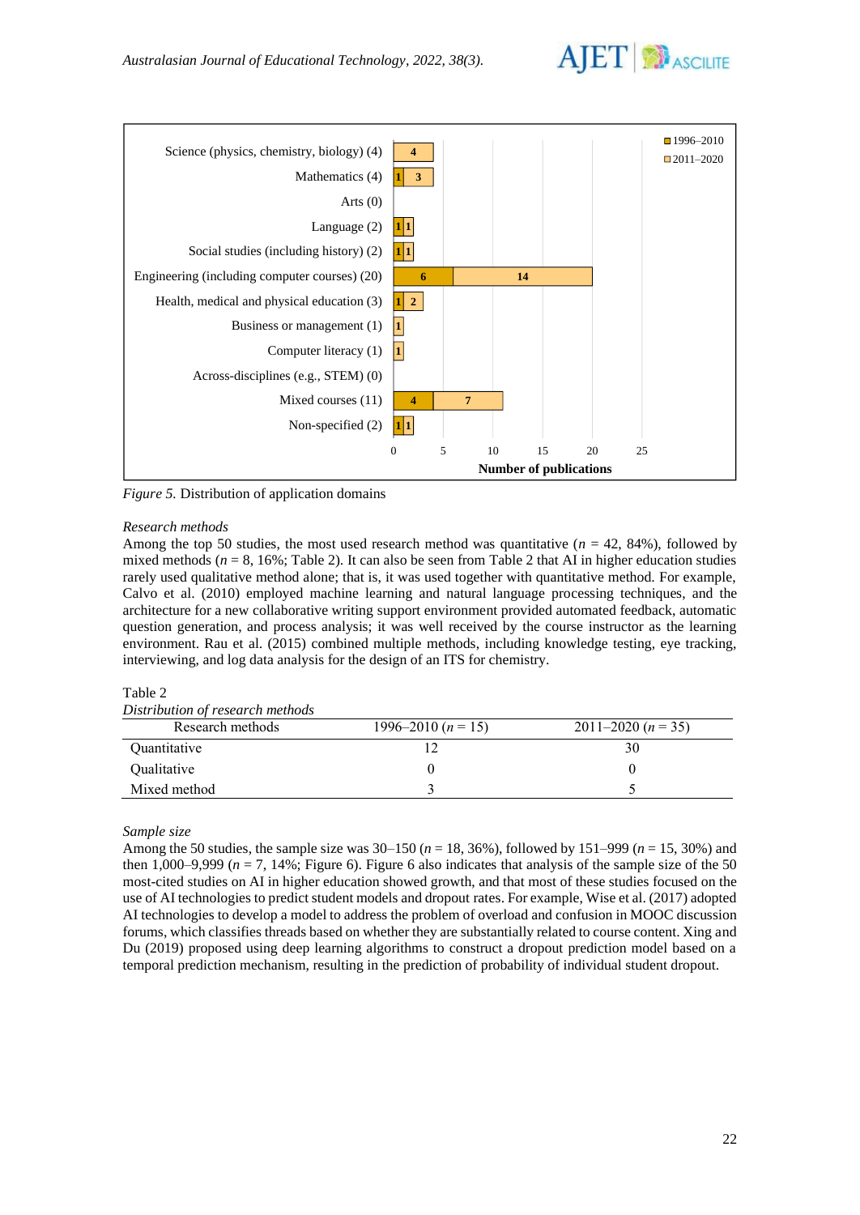Figure 5. Distribution of application domains

*Research methods*

Among the top 50 studies, the most used research method was quantitative ($n$ = 42, 84%), followed by mixed methods ($n$ = 8, 16%; Table 2). It can also be seen from Table 2 that AI in higher education studies rarely used qualitative method alone; that is, it was used together with quantitative method. For example, Calvo et al. (2010) employed machine learning and natural language processing techniques, and the architecture for a new collaborative writing support environment provided automated feedback, automatic question generation, and process analysis; it was well received by the course instructor as the learning environment. Rau et al. (2015) combined multiple methods, including knowledge testing, eye tracking, interviewing, and log data analysis for the design of an ITS for chemistry.

Table 2
*Distribution of research methods*

| Research methods | 1996–2010 ($n$ = 15) | 2011–2020 ($n$ = 35) |
|---|---|---|
| Quantitative | 12 | 30 |
| Qualitative | 0 | 0 |
| Mixed method | 3 | 5 |

*Sample size*

Among the 50 studies, the sample size was 30–150 ($n$ = 18, 36%), followed by 151–999 ($n$ = 15, 30%) and then 1,000–9,999 ($n$ = 7, 14%; Figure 6). Figure 6 also indicates that analysis of the sample size of the 50 most-cited studies on AI in higher education showed growth, and that most of these studies focused on the use of AI technologies to predict student models and dropout rates. For example, Wise et al. (2017) adopted AI technologies to develop a model to address the problem of overload and confusion in MOOC discussion forums, which classifies threads based on whether they are substantially related to course content. Xing and Du (2019) proposed using deep learning algorithms to construct a dropout prediction model based on a temporal prediction mechanism, resulting in the prediction of probability of individual student dropout.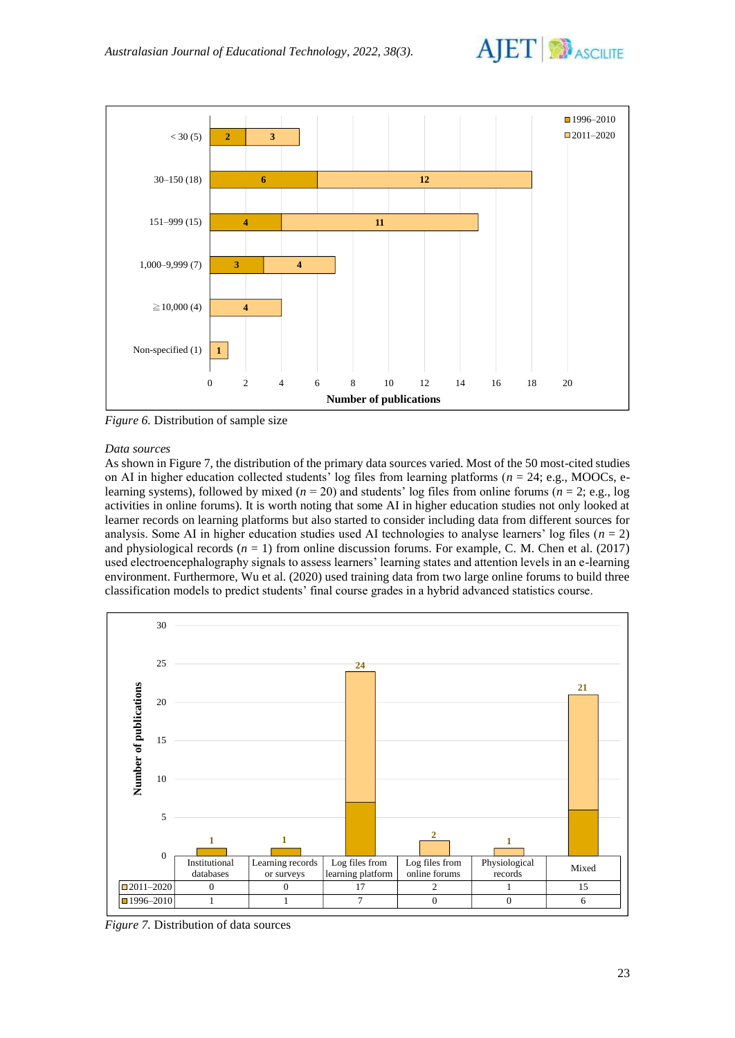*Figure 6.* Distribution of sample size

*Data sources*

As shown in Figure 7, the distribution of the primary data sources varied. Most of the 50 most-cited studies on AI in higher education collected students' log files from learning platforms ($n$ = 24; e.g., MOOCs, e-learning systems), followed by mixed ($n$ = 20) and students' log files from online forums ($n$ = 2; e.g., log activities in online forums). It is worth noting that some AI in higher education studies not only looked at learner records on learning platforms but also started to consider including data from different sources for analysis. Some AI in higher education studies used AI technologies to analyse learners' log files ($n$ = 2) and physiological records ($n$ = 1) from online discussion forums. For example, C. M. Chen et al. (2017) used electroencephalography signals to assess learners' learning states and attention levels in an e-learning environment. Furthermore, Wu et al. (2020) used training data from two large online forums to build three classification models to predict students' final course grades in a hybrid advanced statistics course.

| | Institutional databases | Learning records or surveys | Log files from learning platform | Log files from online forums | Physiological records | Mixed |
|---|---|---|---|---|---|---|
| 2011–2020 | 0 | 0 | 17 | 2 | 1 | 15 |
| 1996–2010 | 1 | 1 | 7 | 0 | 0 | 6 |

*Figure 7.* Distribution of data sources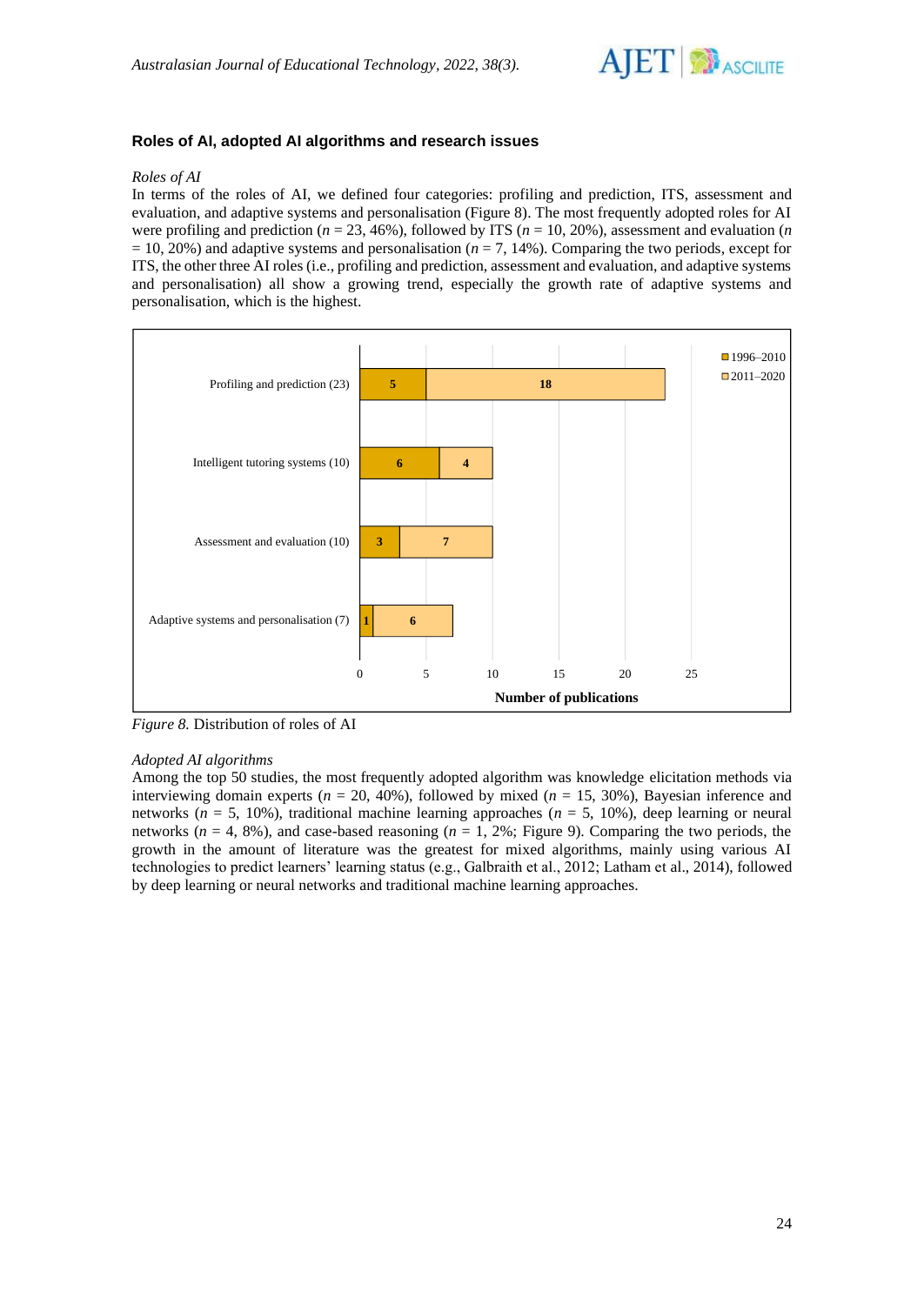### Roles of AI, adopted AI algorithms and research issues

*Roles of AI*

In terms of the roles of AI, we defined four categories: profiling and prediction, ITS, assessment and evaluation, and adaptive systems and personalisation (Figure 8). The most frequently adopted roles for AI were profiling and prediction ($n$ = 23, 46%), followed by ITS ($n$ = 10, 20%), assessment and evaluation ($n$ = 10, 20%) and adaptive systems and personalisation ($n$ = 7, 14%). Comparing the two periods, except for ITS, the other three AI roles (i.e., profiling and prediction, assessment and evaluation, and adaptive systems and personalisation) all show a growing trend, especially the growth rate of adaptive systems and personalisation, which is the highest.

| Role of AI | 1996–2010 | 2011–2020 |
| --- | --- | --- |
| Profiling and prediction (23) | 5 | 18 |
| Intelligent tutoring systems (10) | 6 | 4 |
| Assessment and evaluation (10) | 3 | 7 |
| Adaptive systems and personalisation (7) | 1 | 6 |

*Figure 8.* Distribution of roles of AI

*Adopted AI algorithms*

Among the top 50 studies, the most frequently adopted algorithm was knowledge elicitation methods via interviewing domain experts ($n$ = 20, 40%), followed by mixed ($n$ = 15, 30%), Bayesian inference and networks ($n$ = 5, 10%), traditional machine learning approaches ($n$ = 5, 10%), deep learning or neural networks ($n$ = 4, 8%), and case-based reasoning ($n$ = 1, 2%; Figure 9). Comparing the two periods, the growth in the amount of literature was the greatest for mixed algorithms, mainly using various AI technologies to predict learners' learning status (e.g., Galbraith et al., 2012; Latham et al., 2014), followed by deep learning or neural networks and traditional machine learning approaches.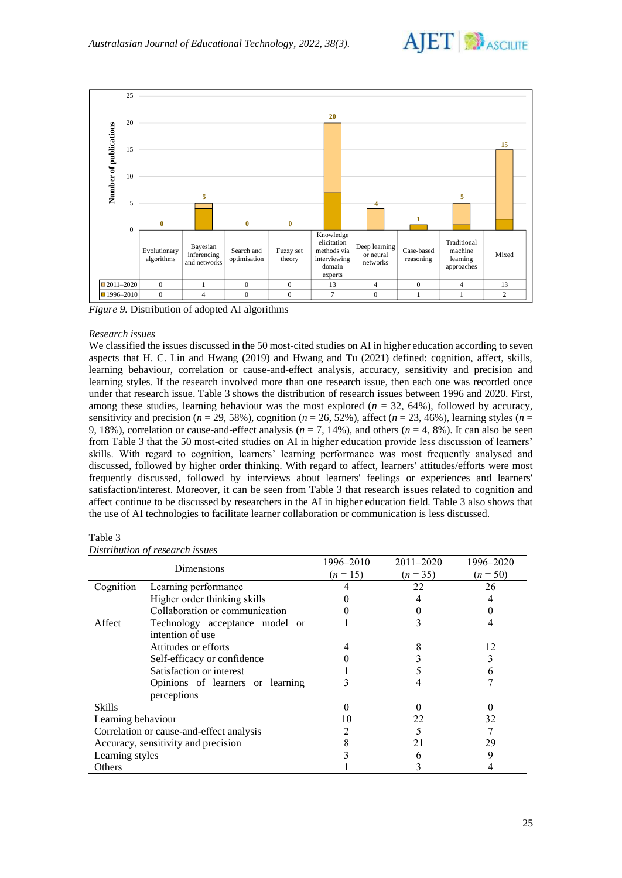|  | Evolutionary algorithms | Bayesian inferencing and networks | Search and optimisation | Fuzzy set theory | Knowledge elicitation methods via interviewing domain experts | Deep learning or neural networks | Case-based reasoning | Traditional machine learning approaches | Mixed |
|---|---|---|---|---|---|---|---|---|---|
| 2011–2020 | 0 | 1 | 0 | 0 | 13 | 4 | 0 | 4 | 13 |
| 1996–2010 | 0 | 4 | 0 | 0 | 7 | 0 | 1 | 1 | 2 |

*Figure 9.* Distribution of adopted AI algorithms

*Research issues*

We classified the issues discussed in the 50 most-cited studies on AI in higher education according to seven aspects that H. C. Lin and Hwang (2019) and Hwang and Tu (2021) defined: cognition, affect, skills, learning behaviour, correlation or cause-and-effect analysis, accuracy, sensitivity and precision and learning styles. If the research involved more than one research issue, then each one was recorded once under that research issue. Table 3 shows the distribution of research issues between 1996 and 2020. First, among these studies, learning behaviour was the most explored ($n$ = 32, 64%), followed by accuracy, sensitivity and precision ($n$ = 29, 58%), cognition ($n$ = 26, 52%), affect ($n$ = 23, 46%), learning styles ($n$ = 9, 18%), correlation or cause-and-effect analysis ($n$ = 7, 14%), and others ($n$ = 4, 8%). It can also be seen from Table 3 that the 50 most-cited studies on AI in higher education provide less discussion of learners' skills. With regard to cognition, learners' learning performance was most frequently analysed and discussed, followed by higher order thinking. With regard to affect, learners' attitudes/efforts were most frequently discussed, followed by interviews about learners' feelings or experiences and learners' satisfaction/interest. Moreover, it can be seen from Table 3 that research issues related to cognition and affect continue to be discussed by researchers in the AI in higher education field. Table 3 also shows that the use of AI technologies to facilitate learner collaboration or communication is less discussed.

Table 3
*Distribution of research issues*

| Dimensions | | 1996–2010 ($n$ = 15) | 2011–2020 ($n$ = 35) | 1996–2020 ($n$ = 50) |
|---|---|---|---|---|
| Cognition | Learning performance | 4 | 22 | 26 |
| | Higher order thinking skills | 0 | 4 | 4 |
| | Collaboration or communication | 0 | 0 | 0 |
| Affect | Technology acceptance model or intention of use | 1 | 3 | 4 |
| | Attitudes or efforts | 4 | 8 | 12 |
| | Self-efficacy or confidence | 0 | 3 | 3 |
| | Satisfaction or interest | 1 | 5 | 6 |
| | Opinions of learners or learning perceptions | 3 | 4 | 7 |
| Skills | | 0 | 0 | 0 |
| Learning behaviour | | 10 | 22 | 32 |
| Correlation or cause-and-effect analysis | | 2 | 5 | 7 |
| Accuracy, sensitivity and precision | | 8 | 21 | 29 |
| Learning styles | | 3 | 6 | 9 |
| Others | | 1 | 3 | 4 |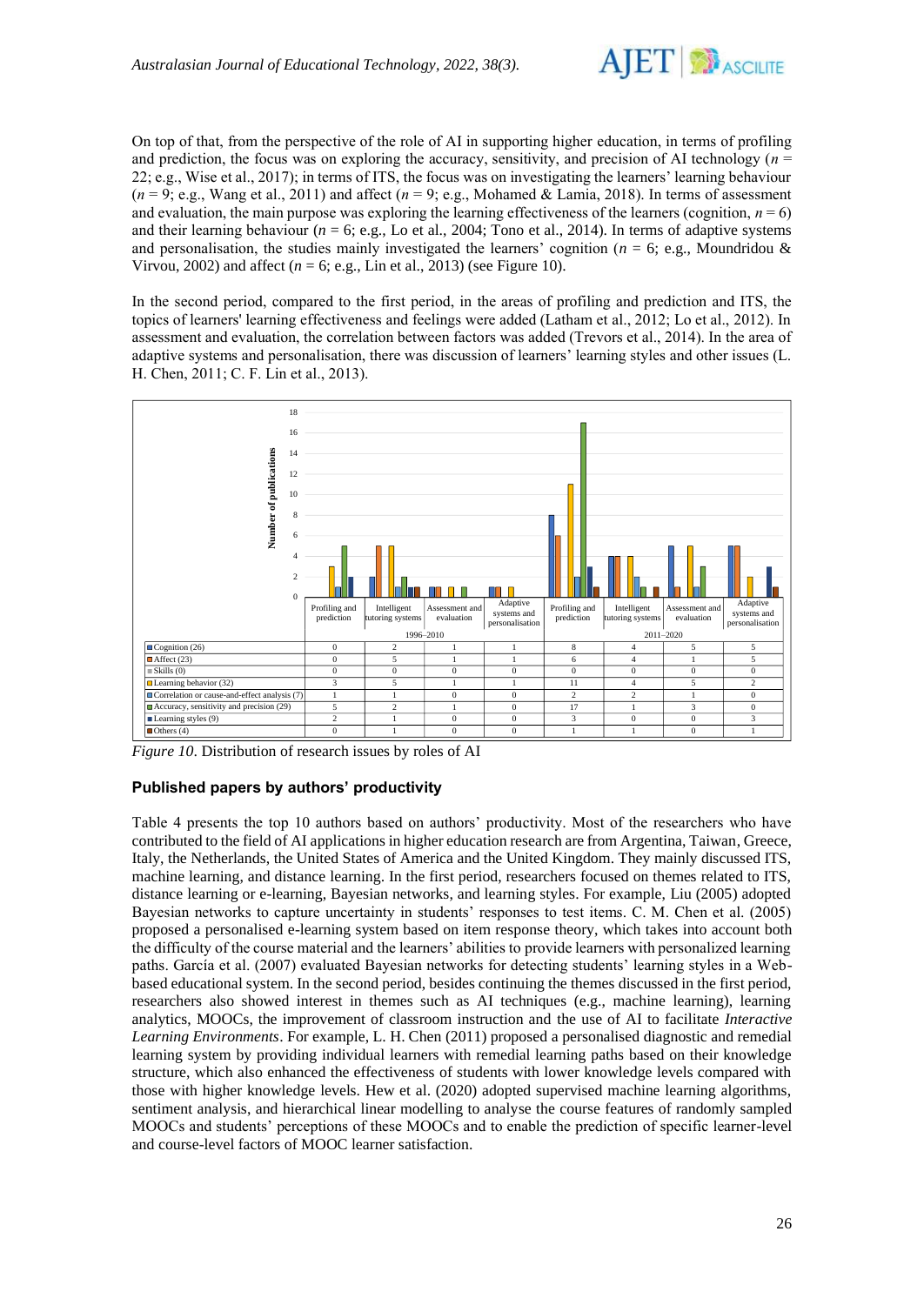On top of that, from the perspective of the role of AI in supporting higher education, in terms of profiling and prediction, the focus was on exploring the accuracy, sensitivity, and precision of AI technology ($n$ = 22; e.g., Wise et al., 2017); in terms of ITS, the focus was on investigating the learners' learning behaviour ($n$ = 9; e.g., Wang et al., 2011) and affect ($n$ = 9; e.g., Mohamed & Lamia, 2018). In terms of assessment and evaluation, the main purpose was exploring the learning effectiveness of the learners (cognition, $n$ = 6) and their learning behaviour ($n$ = 6; e.g., Lo et al., 2004; Tono et al., 2014). In terms of adaptive systems and personalisation, the studies mainly investigated the learners' cognition ($n$ = 6; e.g., Moundridou & Virvou, 2002) and affect ($n$ = 6; e.g., Lin et al., 2013) (see Figure 10).

In the second period, compared to the first period, in the areas of profiling and prediction and ITS, the topics of learners' learning effectiveness and feelings were added (Latham et al., 2012; Lo et al., 2012). In assessment and evaluation, the correlation between factors was added (Trevors et al., 2014). In the area of adaptive systems and personalisation, there was discussion of learners' learning styles and other issues (L. H. Chen, 2011; C. F. Lin et al., 2013).

| | 1996–2010 | | | | 2011–2020 | | | |
|---|---|---|---|---|---|---|---|---|
| | Profiling and prediction | Intelligent tutoring systems | Assessment and evaluation | Adaptive systems and personalisation | Profiling and prediction | Intelligent tutoring systems | Assessment and evaluation | Adaptive systems and personalisation |
| Cognition (26) | 0 | 2 | 1 | 1 | 8 | 4 | 5 | 5 |
| Affect (23) | 0 | 5 | 1 | 1 | 6 | 4 | 1 | 5 |
| Skills (0) | 0 | 0 | 0 | 0 | 0 | 0 | 0 | 0 |
| Learning behavior (32) | 3 | 5 | 1 | 1 | 11 | 4 | 5 | 2 |
| Correlation or cause-and-effect analysis (7) | 1 | 1 | 0 | 0 | 2 | 2 | 1 | 0 |
| Accuracy, sensitivity and precision (29) | 5 | 2 | 1 | 0 | 17 | 1 | 3 | 0 |
| Learning styles (9) | 2 | 1 | 0 | 0 | 3 | 0 | 0 | 3 |
| Others (4) | 0 | 1 | 0 | 0 | 1 | 1 | 0 | 1 |

*Figure 10*. Distribution of research issues by roles of AI

### Published papers by authors' productivity

Table 4 presents the top 10 authors based on authors' productivity. Most of the researchers who have contributed to the field of AI applications in higher education research are from Argentina, Taiwan, Greece, Italy, the Netherlands, the United States of America and the United Kingdom. They mainly discussed ITS, machine learning, and distance learning. In the first period, researchers focused on themes related to ITS, distance learning or e-learning, Bayesian networks, and learning styles. For example, Liu (2005) adopted Bayesian networks to capture uncertainty in students' responses to test items. C. M. Chen et al. (2005) proposed a personalised e-learning system based on item response theory, which takes into account both the difficulty of the course material and the learners' abilities to provide learners with personalized learning paths. García et al. (2007) evaluated Bayesian networks for detecting students' learning styles in a Web-based educational system. In the second period, besides continuing the themes discussed in the first period, researchers also showed interest in themes such as AI techniques (e.g., machine learning), learning analytics, MOOCs, the improvement of classroom instruction and the use of AI to facilitate *Interactive Learning Environments*. For example, L. H. Chen (2011) proposed a personalised diagnostic and remedial learning system by providing individual learners with remedial learning paths based on their knowledge structure, which also enhanced the effectiveness of students with lower knowledge levels compared with those with higher knowledge levels. Hew et al. (2020) adopted supervised machine learning algorithms, sentiment analysis, and hierarchical linear modelling to analyse the course features of randomly sampled MOOCs and students' perceptions of these MOOCs and to enable the prediction of specific learner-level and course-level factors of MOOC learner satisfaction.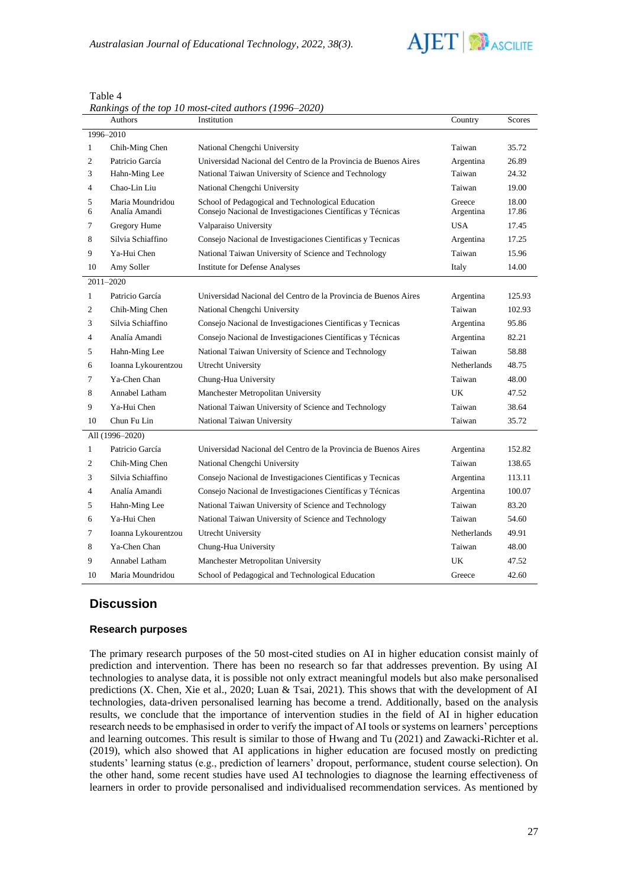Table 4

*Rankings of the top 10 most-cited authors (1996–2020)*

| | Authors | Institution | Country | Scores |
|---|---|---|---|---|
| 1996–2010 | | | | |
| 1 | Chih-Ming Chen | National Chengchi University | Taiwan | 35.72 |
| 2 | Patricio García | Universidad Nacional del Centro de la Provincia de Buenos Aires | Argentina | 26.89 |
| 3 | Hahn-Ming Lee | National Taiwan University of Science and Technology | Taiwan | 24.32 |
| 4 | Chao-Lin Liu | National Chengchi University | Taiwan | 19.00 |
| 5 | Maria Moundridou | School of Pedagogical and Technological Education | Greece | 18.00 |
| 6 | Analía Amandi | Consejo Nacional de Investigaciones Científicas y Técnicas | Argentina | 17.86 |
| 7 | Gregory Hume | Valparaiso University | USA | 17.45 |
| 8 | Silvia Schiaffino | Consejo Nacional de Investigaciones Cientificas y Tecnicas | Argentina | 17.25 |
| 9 | Ya-Hui Chen | National Taiwan University of Science and Technology | Taiwan | 15.96 |
| 10 | Amy Soller | Institute for Defense Analyses | Italy | 14.00 |
| 2011–2020 | | | | |
| 1 | Patricio García | Universidad Nacional del Centro de la Provincia de Buenos Aires | Argentina | 125.93 |
| 2 | Chih-Ming Chen | National Chengchi University | Taiwan | 102.93 |
| 3 | Silvia Schiaffino | Consejo Nacional de Investigaciones Cientificas y Tecnicas | Argentina | 95.86 |
| 4 | Analía Amandi | Consejo Nacional de Investigaciones Científicas y Técnicas | Argentina | 82.21 |
| 5 | Hahn-Ming Lee | National Taiwan University of Science and Technology | Taiwan | 58.88 |
| 6 | Ioanna Lykourentzou | Utrecht University | Netherlands | 48.75 |
| 7 | Ya-Chen Chan | Chung-Hua University | Taiwan | 48.00 |
| 8 | Annabel Latham | Manchester Metropolitan University | UK | 47.52 |
| 9 | Ya-Hui Chen | National Taiwan University of Science and Technology | Taiwan | 38.64 |
| 10 | Chun Fu Lin | National Taiwan University | Taiwan | 35.72 |
| All (1996–2020) | | | | |
| 1 | Patricio García | Universidad Nacional del Centro de la Provincia de Buenos Aires | Argentina | 152.82 |
| 2 | Chih-Ming Chen | National Chengchi University | Taiwan | 138.65 |
| 3 | Silvia Schiaffino | Consejo Nacional de Investigaciones Cientificas y Tecnicas | Argentina | 113.11 |
| 4 | Analía Amandi | Consejo Nacional de Investigaciones Científicas y Técnicas | Argentina | 100.07 |
| 5 | Hahn-Ming Lee | National Taiwan University of Science and Technology | Taiwan | 83.20 |
| 6 | Ya-Hui Chen | National Taiwan University of Science and Technology | Taiwan | 54.60 |
| 7 | Ioanna Lykourentzou | Utrecht University | Netherlands | 49.91 |
| 8 | Ya-Chen Chan | Chung-Hua University | Taiwan | 48.00 |
| 9 | Annabel Latham | Manchester Metropolitan University | UK | 47.52 |
| 10 | Maria Moundridou | School of Pedagogical and Technological Education | Greece | 42.60 |

## Discussion

### Research purposes

The primary research purposes of the 50 most-cited studies on AI in higher education consist mainly of prediction and intervention. There has been no research so far that addresses prevention. By using AI technologies to analyse data, it is possible not only extract meaningful models but also make personalised predictions (X. Chen, Xie et al., 2020; Luan & Tsai, 2021). This shows that with the development of AI technologies, data-driven personalised learning has become a trend. Additionally, based on the analysis results, we conclude that the importance of intervention studies in the field of AI in higher education research needs to be emphasised in order to verify the impact of AI tools or systems on learners' perceptions and learning outcomes. This result is similar to those of Hwang and Tu (2021) and Zawacki-Richter et al. (2019), which also showed that AI applications in higher education are focused mostly on predicting students' learning status (e.g., prediction of learners' dropout, performance, student course selection). On the other hand, some recent studies have used AI technologies to diagnose the learning effectiveness of learners in order to provide personalised and individualised recommendation services. As mentioned by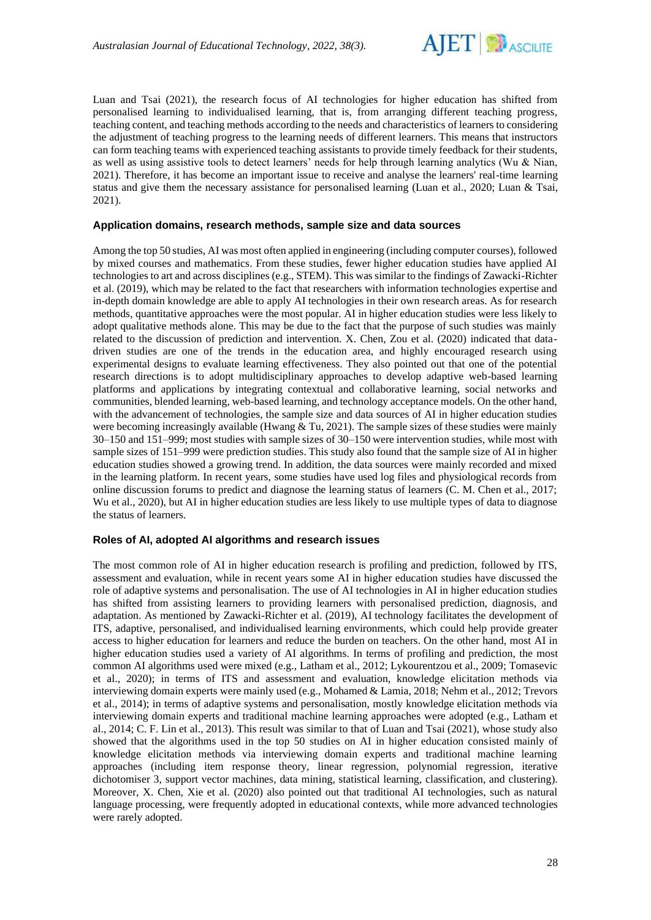Luan and Tsai (2021), the research focus of AI technologies for higher education has shifted from personalised learning to individualised learning, that is, from arranging different teaching progress, teaching content, and teaching methods according to the needs and characteristics of learners to considering the adjustment of teaching progress to the learning needs of different learners. This means that instructors can form teaching teams with experienced teaching assistants to provide timely feedback for their students, as well as using assistive tools to detect learners' needs for help through learning analytics (Wu & Nian, 2021). Therefore, it has become an important issue to receive and analyse the learners' real-time learning status and give them the necessary assistance for personalised learning (Luan et al., 2020; Luan & Tsai, 2021).

### Application domains, research methods, sample size and data sources

Among the top 50 studies, AI was most often applied in engineering (including computer courses), followed by mixed courses and mathematics. From these studies, fewer higher education studies have applied AI technologies to art and across disciplines (e.g., STEM). This was similar to the findings of Zawacki-Richter et al. (2019), which may be related to the fact that researchers with information technologies expertise and in-depth domain knowledge are able to apply AI technologies in their own research areas. As for research methods, quantitative approaches were the most popular. AI in higher education studies were less likely to adopt qualitative methods alone. This may be due to the fact that the purpose of such studies was mainly related to the discussion of prediction and intervention. X. Chen, Zou et al. (2020) indicated that data-driven studies are one of the trends in the education area, and highly encouraged research using experimental designs to evaluate learning effectiveness. They also pointed out that one of the potential research directions is to adopt multidisciplinary approaches to develop adaptive web-based learning platforms and applications by integrating contextual and collaborative learning, social networks and communities, blended learning, web-based learning, and technology acceptance models. On the other hand, with the advancement of technologies, the sample size and data sources of AI in higher education studies were becoming increasingly available (Hwang & Tu, 2021). The sample sizes of these studies were mainly 30–150 and 151–999; most studies with sample sizes of 30–150 were intervention studies, while most with sample sizes of 151–999 were prediction studies. This study also found that the sample size of AI in higher education studies showed a growing trend. In addition, the data sources were mainly recorded and mixed in the learning platform. In recent years, some studies have used log files and physiological records from online discussion forums to predict and diagnose the learning status of learners (C. M. Chen et al., 2017; Wu et al., 2020), but AI in higher education studies are less likely to use multiple types of data to diagnose the status of learners.

### Roles of AI, adopted AI algorithms and research issues

The most common role of AI in higher education research is profiling and prediction, followed by ITS, assessment and evaluation, while in recent years some AI in higher education studies have discussed the role of adaptive systems and personalisation. The use of AI technologies in AI in higher education studies has shifted from assisting learners to providing learners with personalised prediction, diagnosis, and adaptation. As mentioned by Zawacki-Richter et al. (2019), AI technology facilitates the development of ITS, adaptive, personalised, and individualised learning environments, which could help provide greater access to higher education for learners and reduce the burden on teachers. On the other hand, most AI in higher education studies used a variety of AI algorithms. In terms of profiling and prediction, the most common AI algorithms used were mixed (e.g., Latham et al., 2012; Lykourentzou et al., 2009; Tomasevic et al., 2020); in terms of ITS and assessment and evaluation, knowledge elicitation methods via interviewing domain experts were mainly used (e.g., Mohamed & Lamia, 2018; Nehm et al., 2012; Trevors et al., 2014); in terms of adaptive systems and personalisation, mostly knowledge elicitation methods via interviewing domain experts and traditional machine learning approaches were adopted (e.g., Latham et al., 2014; C. F. Lin et al., 2013). This result was similar to that of Luan and Tsai (2021), whose study also showed that the algorithms used in the top 50 studies on AI in higher education consisted mainly of knowledge elicitation methods via interviewing domain experts and traditional machine learning approaches (including item response theory, linear regression, polynomial regression, iterative dichotomiser 3, support vector machines, data mining, statistical learning, classification, and clustering). Moreover, X. Chen, Xie et al. (2020) also pointed out that traditional AI technologies, such as natural language processing, were frequently adopted in educational contexts, while more advanced technologies were rarely adopted.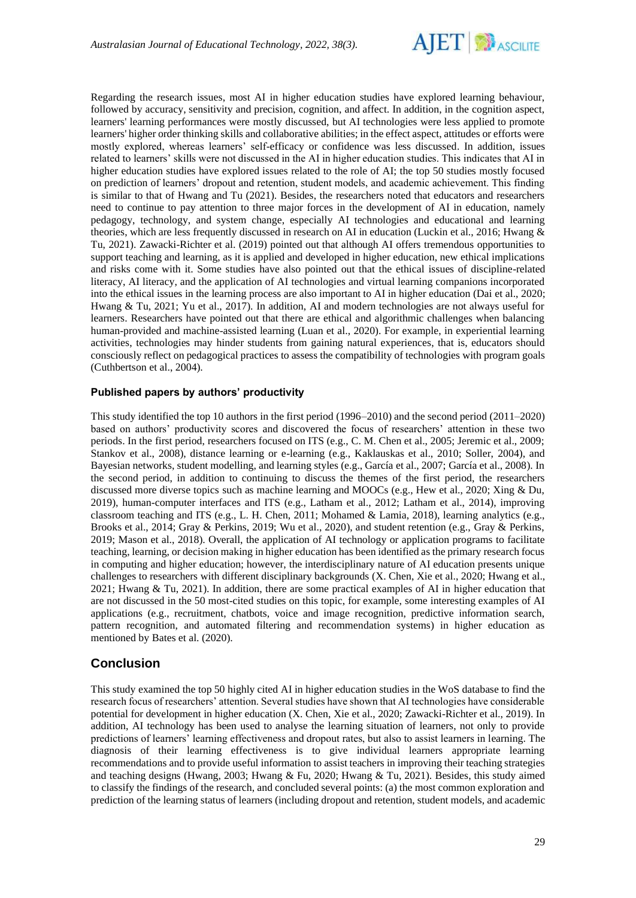Regarding the research issues, most AI in higher education studies have explored learning behaviour, followed by accuracy, sensitivity and precision, cognition, and affect. In addition, in the cognition aspect, learners' learning performances were mostly discussed, but AI technologies were less applied to promote learners' higher order thinking skills and collaborative abilities; in the effect aspect, attitudes or efforts were mostly explored, whereas learners' self-efficacy or confidence was less discussed. In addition, issues related to learners' skills were not discussed in the AI in higher education studies. This indicates that AI in higher education studies have explored issues related to the role of AI; the top 50 studies mostly focused on prediction of learners' dropout and retention, student models, and academic achievement. This finding is similar to that of Hwang and Tu (2021). Besides, the researchers noted that educators and researchers need to continue to pay attention to three major forces in the development of AI in education, namely pedagogy, technology, and system change, especially AI technologies and educational and learning theories, which are less frequently discussed in research on AI in education (Luckin et al., 2016; Hwang & Tu, 2021). Zawacki-Richter et al. (2019) pointed out that although AI offers tremendous opportunities to support teaching and learning, as it is applied and developed in higher education, new ethical implications and risks come with it. Some studies have also pointed out that the ethical issues of discipline-related literacy, AI literacy, and the application of AI technologies and virtual learning companions incorporated into the ethical issues in the learning process are also important to AI in higher education (Dai et al., 2020; Hwang & Tu, 2021; Yu et al., 2017). In addition, AI and modern technologies are not always useful for learners. Researchers have pointed out that there are ethical and algorithmic challenges when balancing human-provided and machine-assisted learning (Luan et al., 2020). For example, in experiential learning activities, technologies may hinder students from gaining natural experiences, that is, educators should consciously reflect on pedagogical practices to assess the compatibility of technologies with program goals (Cuthbertson et al., 2004).

### Published papers by authors' productivity

This study identified the top 10 authors in the first period (1996–2010) and the second period (2011–2020) based on authors' productivity scores and discovered the focus of researchers' attention in these two periods. In the first period, researchers focused on ITS (e.g., C. M. Chen et al., 2005; Jeremic et al., 2009; Stankov et al., 2008), distance learning or e-learning (e.g., Kaklauskas et al., 2010; Soller, 2004), and Bayesian networks, student modelling, and learning styles (e.g., García et al., 2007; García et al., 2008). In the second period, in addition to continuing to discuss the themes of the first period, the researchers discussed more diverse topics such as machine learning and MOOCs (e.g., Hew et al., 2020; Xing & Du, 2019), human-computer interfaces and ITS (e.g., Latham et al., 2012; Latham et al., 2014), improving classroom teaching and ITS (e.g., L. H. Chen, 2011; Mohamed & Lamia, 2018), learning analytics (e.g., Brooks et al., 2014; Gray & Perkins, 2019; Wu et al., 2020), and student retention (e.g., Gray & Perkins, 2019; Mason et al., 2018). Overall, the application of AI technology or application programs to facilitate teaching, learning, or decision making in higher education has been identified as the primary research focus in computing and higher education; however, the interdisciplinary nature of AI education presents unique challenges to researchers with different disciplinary backgrounds (X. Chen, Xie et al., 2020; Hwang et al., 2021; Hwang & Tu, 2021). In addition, there are some practical examples of AI in higher education that are not discussed in the 50 most-cited studies on this topic, for example, some interesting examples of AI applications (e.g., recruitment, chatbots, voice and image recognition, predictive information search, pattern recognition, and automated filtering and recommendation systems) in higher education as mentioned by Bates et al. (2020).

## Conclusion

This study examined the top 50 highly cited AI in higher education studies in the WoS database to find the research focus of researchers' attention. Several studies have shown that AI technologies have considerable potential for development in higher education (X. Chen, Xie et al., 2020; Zawacki-Richter et al., 2019). In addition, AI technology has been used to analyse the learning situation of learners, not only to provide predictions of learners' learning effectiveness and dropout rates, but also to assist learners in learning. The diagnosis of their learning effectiveness is to give individual learners appropriate learning recommendations and to provide useful information to assist teachers in improving their teaching strategies and teaching designs (Hwang, 2003; Hwang & Fu, 2020; Hwang & Tu, 2021). Besides, this study aimed to classify the findings of the research, and concluded several points: (a) the most common exploration and prediction of the learning status of learners (including dropout and retention, student models, and academic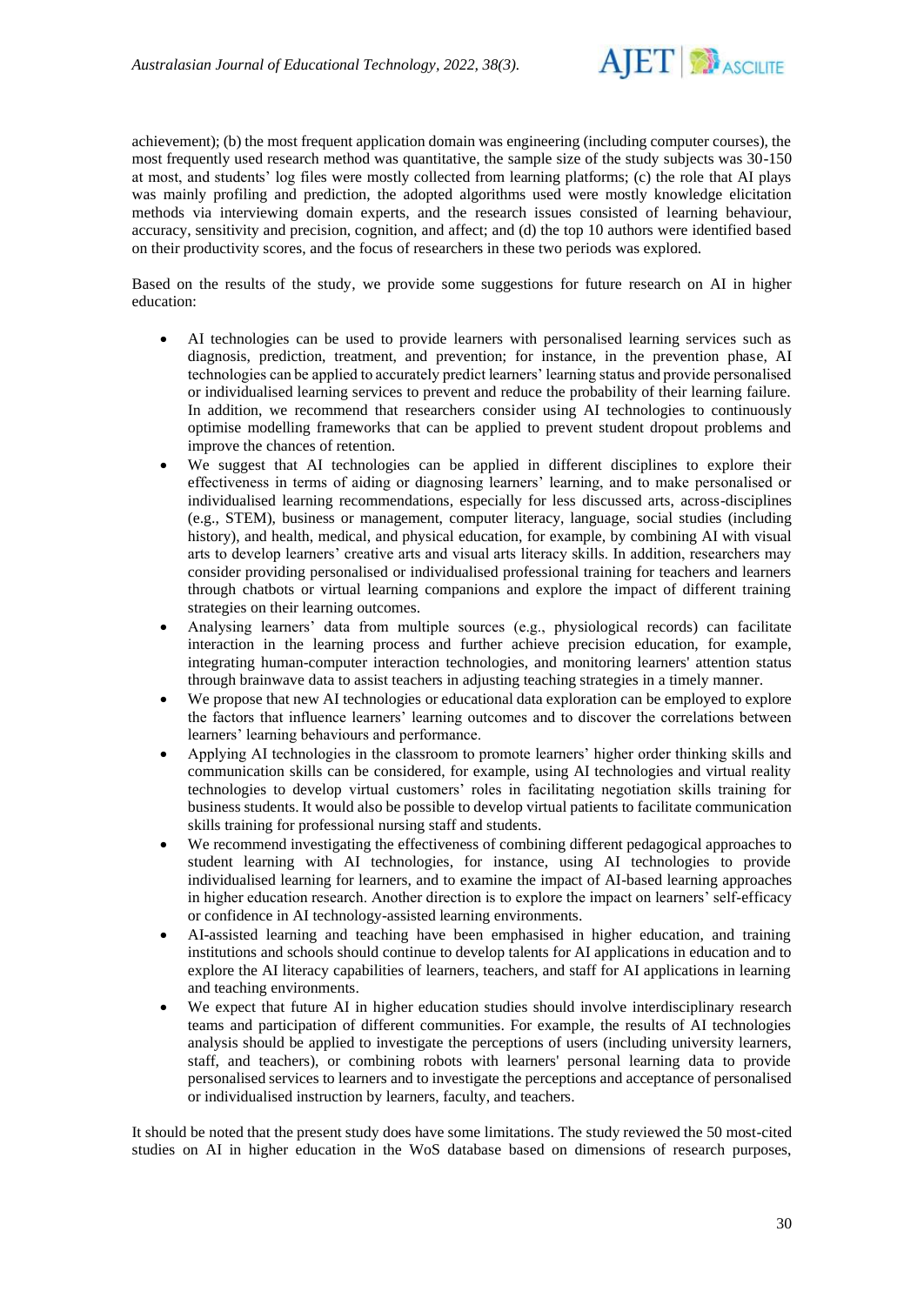achievement); (b) the most frequent application domain was engineering (including computer courses), the most frequently used research method was quantitative, the sample size of the study subjects was 30-150 at most, and students' log files were mostly collected from learning platforms; (c) the role that AI plays was mainly profiling and prediction, the adopted algorithms used were mostly knowledge elicitation methods via interviewing domain experts, and the research issues consisted of learning behaviour, accuracy, sensitivity and precision, cognition, and affect; and (d) the top 10 authors were identified based on their productivity scores, and the focus of researchers in these two periods was explored.

Based on the results of the study, we provide some suggestions for future research on AI in higher education:

- AI technologies can be used to provide learners with personalised learning services such as diagnosis, prediction, treatment, and prevention; for instance, in the prevention phase, AI technologies can be applied to accurately predict learners' learning status and provide personalised or individualised learning services to prevent and reduce the probability of their learning failure. In addition, we recommend that researchers consider using AI technologies to continuously optimise modelling frameworks that can be applied to prevent student dropout problems and improve the chances of retention.
- We suggest that AI technologies can be applied in different disciplines to explore their effectiveness in terms of aiding or diagnosing learners' learning, and to make personalised or individualised learning recommendations, especially for less discussed arts, across-disciplines (e.g., STEM), business or management, computer literacy, language, social studies (including history), and health, medical, and physical education, for example, by combining AI with visual arts to develop learners' creative arts and visual arts literacy skills. In addition, researchers may consider providing personalised or individualised professional training for teachers and learners through chatbots or virtual learning companions and explore the impact of different training strategies on their learning outcomes.
- Analysing learners' data from multiple sources (e.g., physiological records) can facilitate interaction in the learning process and further achieve precision education, for example, integrating human-computer interaction technologies, and monitoring learners' attention status through brainwave data to assist teachers in adjusting teaching strategies in a timely manner.
- We propose that new AI technologies or educational data exploration can be employed to explore the factors that influence learners' learning outcomes and to discover the correlations between learners' learning behaviours and performance.
- Applying AI technologies in the classroom to promote learners' higher order thinking skills and communication skills can be considered, for example, using AI technologies and virtual reality technologies to develop virtual customers' roles in facilitating negotiation skills training for business students. It would also be possible to develop virtual patients to facilitate communication skills training for professional nursing staff and students.
- We recommend investigating the effectiveness of combining different pedagogical approaches to student learning with AI technologies, for instance, using AI technologies to provide individualised learning for learners, and to examine the impact of AI-based learning approaches in higher education research. Another direction is to explore the impact on learners' self-efficacy or confidence in AI technology-assisted learning environments.
- AI-assisted learning and teaching have been emphasised in higher education, and training institutions and schools should continue to develop talents for AI applications in education and to explore the AI literacy capabilities of learners, teachers, and staff for AI applications in learning and teaching environments.
- We expect that future AI in higher education studies should involve interdisciplinary research teams and participation of different communities. For example, the results of AI technologies analysis should be applied to investigate the perceptions of users (including university learners, staff, and teachers), or combining robots with learners' personal learning data to provide personalised services to learners and to investigate the perceptions and acceptance of personalised or individualised instruction by learners, faculty, and teachers.

It should be noted that the present study does have some limitations. The study reviewed the 50 most-cited studies on AI in higher education in the WoS database based on dimensions of research purposes,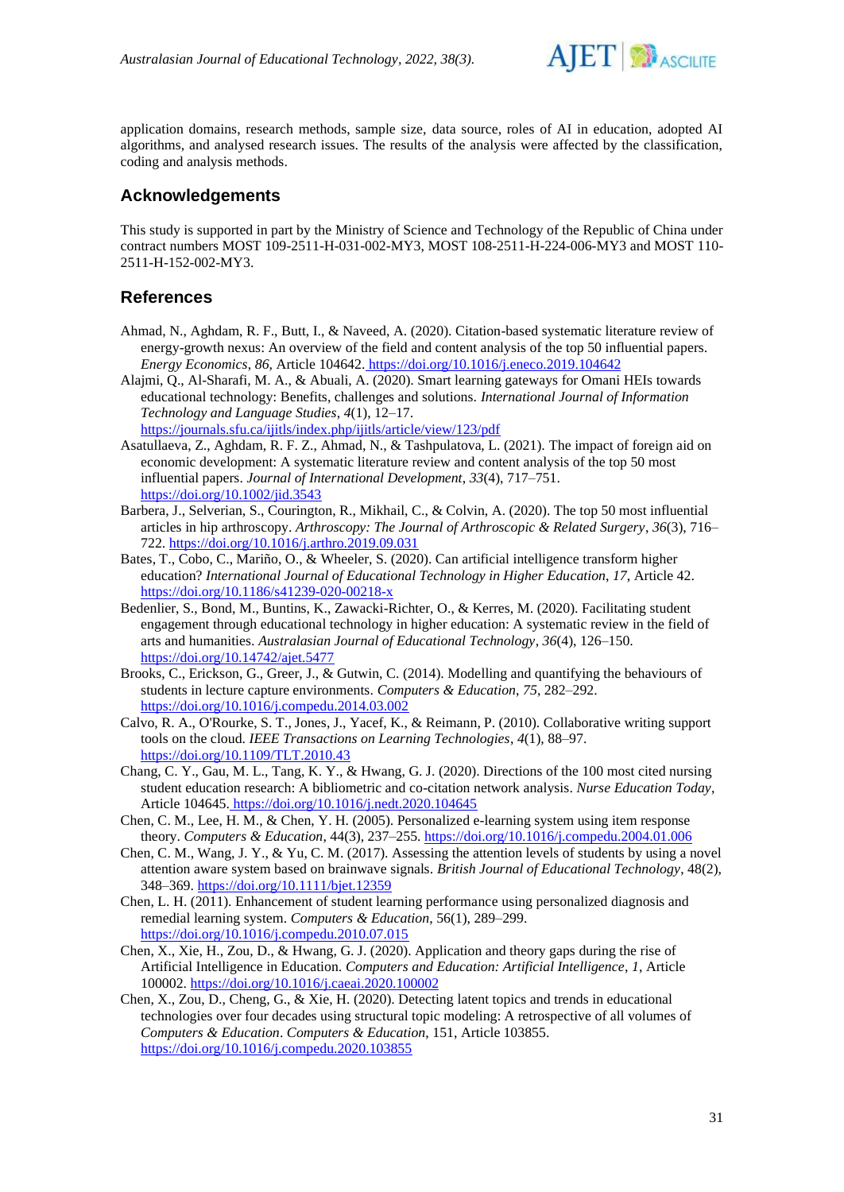application domains, research methods, sample size, data source, roles of AI in education, adopted AI algorithms, and analysed research issues. The results of the analysis were affected by the classification, coding and analysis methods.

## Acknowledgements

This study is supported in part by the Ministry of Science and Technology of the Republic of China under contract numbers MOST 109-2511-H-031-002-MY3, MOST 108-2511-H-224-006-MY3 and MOST 110-2511-H-152-002-MY3.

## References

Ahmad, N., Aghdam, R. F., Butt, I., & Naveed, A. (2020). Citation-based systematic literature review of energy-growth nexus: An overview of the field and content analysis of the top 50 influential papers. *Energy Economics*, *86*, Article 104642. https://doi.org/10.1016/j.eneco.2019.104642

Alajmi, Q., Al-Sharafi, M. A., & Abuali, A. (2020). Smart learning gateways for Omani HEIs towards educational technology: Benefits, challenges and solutions. *International Journal of Information Technology and Language Studies*, *4*(1), 12–17. https://journals.sfu.ca/ijitls/index.php/ijitls/article/view/123/pdf

Asatullaeva, Z., Aghdam, R. F. Z., Ahmad, N., & Tashpulatova, L. (2021). The impact of foreign aid on economic development: A systematic literature review and content analysis of the top 50 most influential papers. *Journal of International Development*, *33*(4), 717–751. https://doi.org/10.1002/jid.3543

Barbera, J., Selverian, S., Courington, R., Mikhail, C., & Colvin, A. (2020). The top 50 most influential articles in hip arthroscopy. *Arthroscopy: The Journal of Arthroscopic & Related Surgery*, *36*(3), 716–722. https://doi.org/10.1016/j.arthro.2019.09.031

Bates, T., Cobo, C., Mariño, O., & Wheeler, S. (2020). Can artificial intelligence transform higher education? *International Journal of Educational Technology in Higher Education*, *17*, Article 42. https://doi.org/10.1186/s41239-020-00218-x

Bedenlier, S., Bond, M., Buntins, K., Zawacki-Richter, O., & Kerres, M. (2020). Facilitating student engagement through educational technology in higher education: A systematic review in the field of arts and humanities. *Australasian Journal of Educational Technology*, *36*(4), 126–150. https://doi.org/10.14742/ajet.5477

Brooks, C., Erickson, G., Greer, J., & Gutwin, C. (2014). Modelling and quantifying the behaviours of students in lecture capture environments. *Computers & Education*, *75*, 282–292. https://doi.org/10.1016/j.compedu.2014.03.002

Calvo, R. A., O'Rourke, S. T., Jones, J., Yacef, K., & Reimann, P. (2010). Collaborative writing support tools on the cloud. *IEEE Transactions on Learning Technologies*, *4*(1), 88–97. https://doi.org/10.1109/TLT.2010.43

Chang, C. Y., Gau, M. L., Tang, K. Y., & Hwang, G. J. (2020). Directions of the 100 most cited nursing student education research: A bibliometric and co-citation network analysis. *Nurse Education Today*, Article 104645. https://doi.org/10.1016/j.nedt.2020.104645

Chen, C. M., Lee, H. M., & Chen, Y. H. (2005). Personalized e-learning system using item response theory. *Computers & Education*, 44(3), 237–255. https://doi.org/10.1016/j.compedu.2004.01.006

Chen, C. M., Wang, J. Y., & Yu, C. M. (2017). Assessing the attention levels of students by using a novel attention aware system based on brainwave signals. *British Journal of Educational Technology*, 48(2), 348–369. https://doi.org/10.1111/bjet.12359

Chen, L. H. (2011). Enhancement of student learning performance using personalized diagnosis and remedial learning system. *Computers & Education*, 56(1), 289–299. https://doi.org/10.1016/j.compedu.2010.07.015

Chen, X., Xie, H., Zou, D., & Hwang, G. J. (2020). Application and theory gaps during the rise of Artificial Intelligence in Education. *Computers and Education: Artificial Intelligence*, *1*, Article 100002. https://doi.org/10.1016/j.caeai.2020.100002

Chen, X., Zou, D., Cheng, G., & Xie, H. (2020). Detecting latent topics and trends in educational technologies over four decades using structural topic modeling: A retrospective of all volumes of *Computers & Education*. *Computers & Education*, 151, Article 103855. https://doi.org/10.1016/j.compedu.2020.103855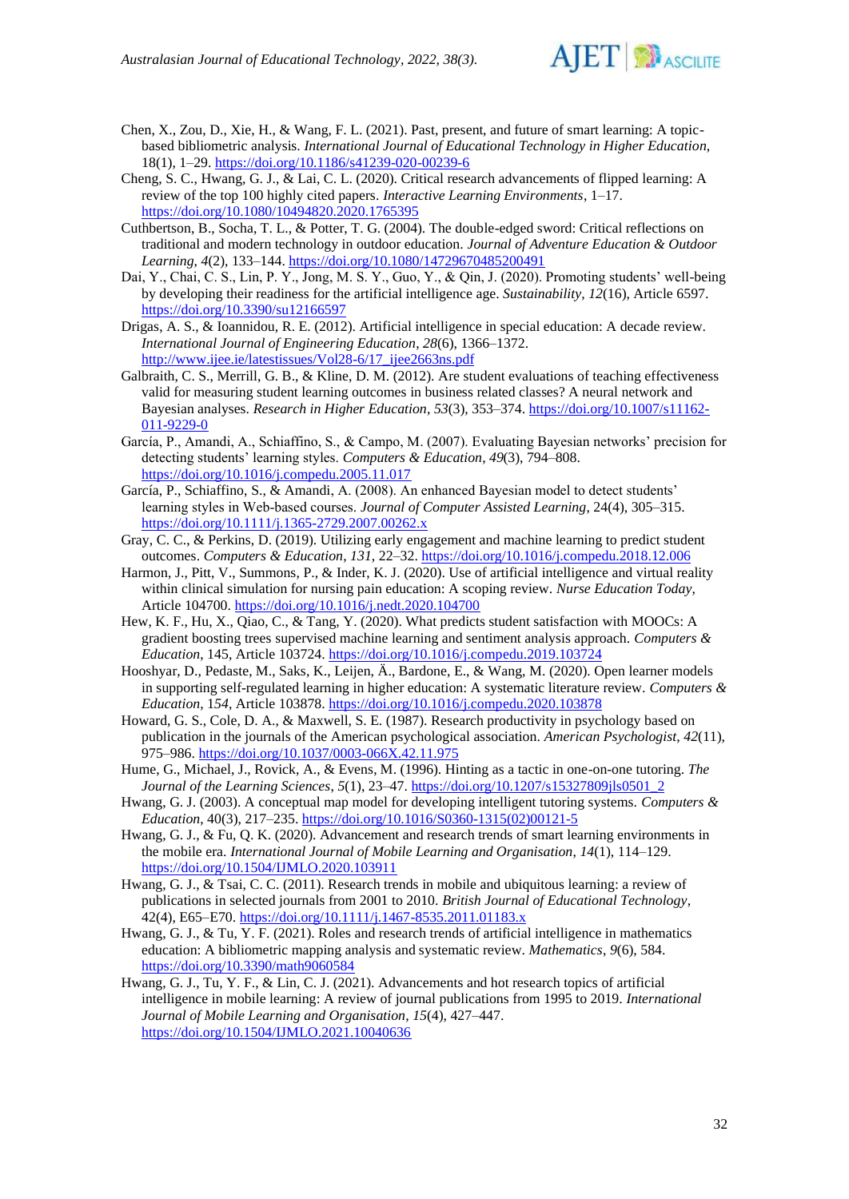Chen, X., Zou, D., Xie, H., & Wang, F. L. (2021). Past, present, and future of smart learning: A topic-based bibliometric analysis. *International Journal of Educational Technology in Higher Education*, 18(1), 1–29. https://doi.org/10.1186/s41239-020-00239-6

Cheng, S. C., Hwang, G. J., & Lai, C. L. (2020). Critical research advancements of flipped learning: A review of the top 100 highly cited papers. *Interactive Learning Environments*, 1–17. https://doi.org/10.1080/10494820.2020.1765395

Cuthbertson, B., Socha, T. L., & Potter, T. G. (2004). The double-edged sword: Critical reflections on traditional and modern technology in outdoor education. *Journal of Adventure Education & Outdoor Learning*, *4*(2), 133–144. https://doi.org/10.1080/14729670485200491

Dai, Y., Chai, C. S., Lin, P. Y., Jong, M. S. Y., Guo, Y., & Qin, J. (2020). Promoting students' well-being by developing their readiness for the artificial intelligence age. *Sustainability*, *12*(16), Article 6597. https://doi.org/10.3390/su12166597

Drigas, A. S., & Ioannidou, R. E. (2012). Artificial intelligence in special education: A decade review. *International Journal of Engineering Education*, *28*(6), 1366–1372. http://www.ijee.ie/latestissues/Vol28-6/17_ijee2663ns.pdf

Galbraith, C. S., Merrill, G. B., & Kline, D. M. (2012). Are student evaluations of teaching effectiveness valid for measuring student learning outcomes in business related classes? A neural network and Bayesian analyses. *Research in Higher Education*, *53*(3), 353–374. https://doi.org/10.1007/s11162-011-9229-0

García, P., Amandi, A., Schiaffino, S., & Campo, M. (2007). Evaluating Bayesian networks' precision for detecting students' learning styles. *Computers & Education*, *49*(3), 794–808. https://doi.org/10.1016/j.compedu.2005.11.017

García, P., Schiaffino, S., & Amandi, A. (2008). An enhanced Bayesian model to detect students' learning styles in Web-based courses. *Journal of Computer Assisted Learning*, 24(4), 305–315. https://doi.org/10.1111/j.1365-2729.2007.00262.x

Gray, C. C., & Perkins, D. (2019). Utilizing early engagement and machine learning to predict student outcomes. *Computers & Education*, *131*, 22–32. https://doi.org/10.1016/j.compedu.2018.12.006

Harmon, J., Pitt, V., Summons, P., & Inder, K. J. (2020). Use of artificial intelligence and virtual reality within clinical simulation for nursing pain education: A scoping review. *Nurse Education Today*, Article 104700. https://doi.org/10.1016/j.nedt.2020.104700

Hew, K. F., Hu, X., Qiao, C., & Tang, Y. (2020). What predicts student satisfaction with MOOCs: A gradient boosting trees supervised machine learning and sentiment analysis approach. *Computers & Education*, 145, Article 103724. https://doi.org/10.1016/j.compedu.2019.103724

Hooshyar, D., Pedaste, M., Saks, K., Leijen, Ä., Bardone, E., & Wang, M. (2020). Open learner models in supporting self-regulated learning in higher education: A systematic literature review. *Computers & Education*, 1*54*, Article 103878. https://doi.org/10.1016/j.compedu.2020.103878

Howard, G. S., Cole, D. A., & Maxwell, S. E. (1987). Research productivity in psychology based on publication in the journals of the American psychological association. *American Psychologist*, *42*(11), 975–986. https://doi.org/10.1037/0003-066X.42.11.975

Hume, G., Michael, J., Rovick, A., & Evens, M. (1996). Hinting as a tactic in one-on-one tutoring. *The Journal of the Learning Sciences*, *5*(1), 23–47. https://doi.org/10.1207/s15327809jls0501_2

Hwang, G. J. (2003). A conceptual map model for developing intelligent tutoring systems. *Computers & Education*, 40(3), 217–235. https://doi.org/10.1016/S0360-1315(02)00121-5

Hwang, G. J., & Fu, Q. K. (2020). Advancement and research trends of smart learning environments in the mobile era. *International Journal of Mobile Learning and Organisation*, *14*(1), 114–129. https://doi.org/10.1504/IJMLO.2020.103911

Hwang, G. J., & Tsai, C. C. (2011). Research trends in mobile and ubiquitous learning: a review of publications in selected journals from 2001 to 2010. *British Journal of Educational Technology*, 42(4), E65–E70. https://doi.org/10.1111/j.1467-8535.2011.01183.x

Hwang, G. J., & Tu, Y. F. (2021). Roles and research trends of artificial intelligence in mathematics education: A bibliometric mapping analysis and systematic review. *Mathematics*, *9*(6), 584. https://doi.org/10.3390/math9060584

Hwang, G. J., Tu, Y. F., & Lin, C. J. (2021). Advancements and hot research topics of artificial intelligence in mobile learning: A review of journal publications from 1995 to 2019. *International Journal of Mobile Learning and Organisation*, *15*(4), 427–447. https://doi.org/10.1504/IJMLO.2021.10040636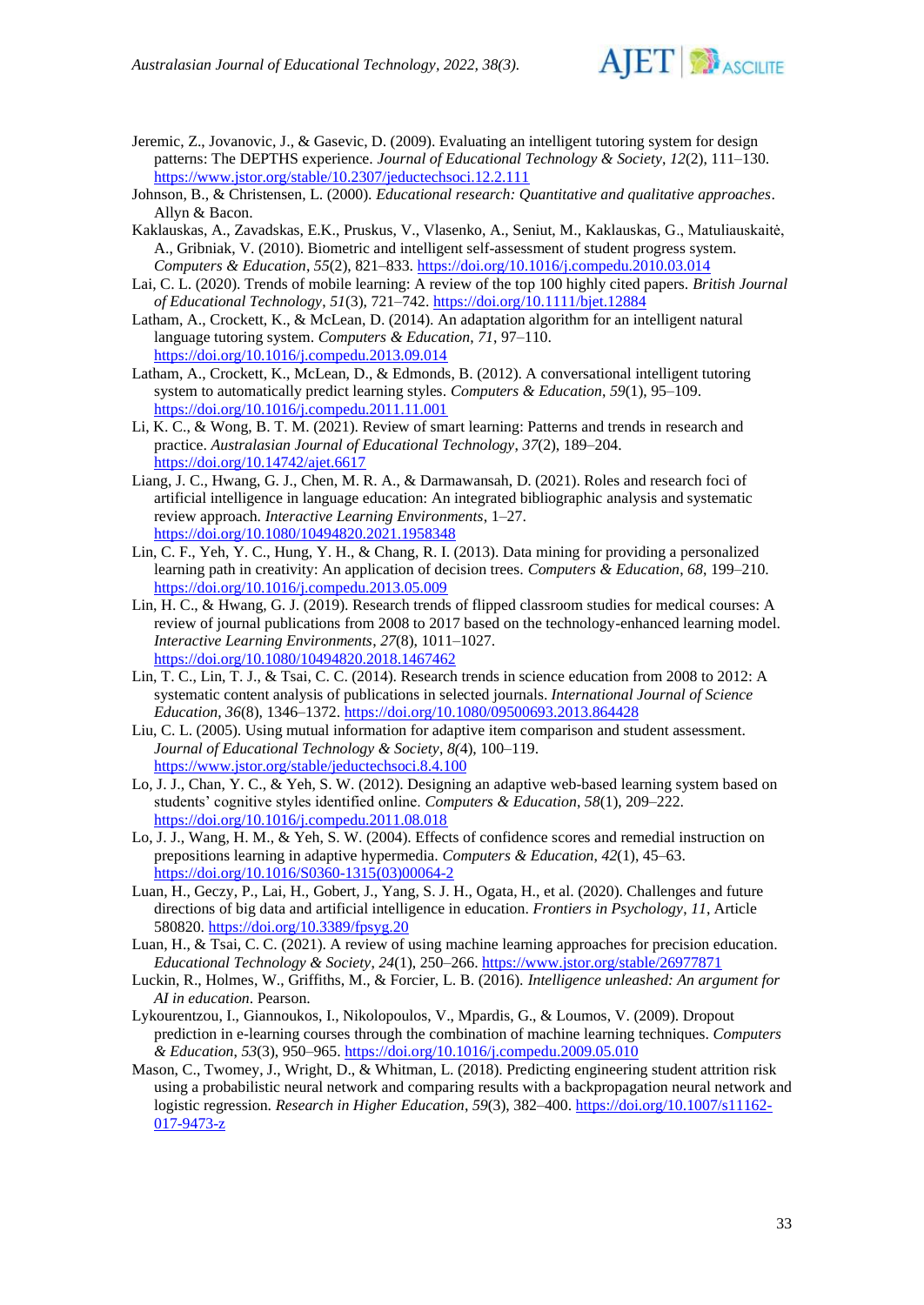Jeremic, Z., Jovanovic, J., & Gasevic, D. (2009). Evaluating an intelligent tutoring system for design patterns: The DEPTHS experience. *Journal of Educational Technology & Society*, *12*(2), 111–130. https://www.jstor.org/stable/10.2307/jeductechsoci.12.2.111

Johnson, B., & Christensen, L. (2000). *Educational research: Quantitative and qualitative approaches*. Allyn & Bacon.

Kaklauskas, A., Zavadskas, E.K., Pruskus, V., Vlasenko, A., Seniut, M., Kaklauskas, G., Matuliauskaitė, A., Gribniak, V. (2010). Biometric and intelligent self-assessment of student progress system. *Computers & Education*, *55*(2), 821–833. https://doi.org/10.1016/j.compedu.2010.03.014

Lai, C. L. (2020). Trends of mobile learning: A review of the top 100 highly cited papers. *British Journal of Educational Technology*, *51*(3), 721–742. https://doi.org/10.1111/bjet.12884

Latham, A., Crockett, K., & McLean, D. (2014). An adaptation algorithm for an intelligent natural language tutoring system. *Computers & Education*, *71*, 97–110. https://doi.org/10.1016/j.compedu.2013.09.014

Latham, A., Crockett, K., McLean, D., & Edmonds, B. (2012). A conversational intelligent tutoring system to automatically predict learning styles. *Computers & Education*, *59*(1), 95–109. https://doi.org/10.1016/j.compedu.2011.11.001

Li, K. C., & Wong, B. T. M. (2021). Review of smart learning: Patterns and trends in research and practice. *Australasian Journal of Educational Technology*, *37*(2), 189–204. https://doi.org/10.14742/ajet.6617

Liang, J. C., Hwang, G. J., Chen, M. R. A., & Darmawansah, D. (2021). Roles and research foci of artificial intelligence in language education: An integrated bibliographic analysis and systematic review approach. *Interactive Learning Environments*, 1–27. https://doi.org/10.1080/10494820.2021.1958348

Lin, C. F., Yeh, Y. C., Hung, Y. H., & Chang, R. I. (2013). Data mining for providing a personalized learning path in creativity: An application of decision trees. *Computers & Education*, *68*, 199–210. https://doi.org/10.1016/j.compedu.2013.05.009

Lin, H. C., & Hwang, G. J. (2019). Research trends of flipped classroom studies for medical courses: A review of journal publications from 2008 to 2017 based on the technology-enhanced learning model. *Interactive Learning Environments*, *27*(8), 1011–1027. https://doi.org/10.1080/10494820.2018.1467462

Lin, T. C., Lin, T. J., & Tsai, C. C. (2014). Research trends in science education from 2008 to 2012: A systematic content analysis of publications in selected journals. *International Journal of Science Education*, *36*(8), 1346–1372. https://doi.org/10.1080/09500693.2013.864428

Liu, C. L. (2005). Using mutual information for adaptive item comparison and student assessment. *Journal of Educational Technology & Society*, *8*(4), 100–119. https://www.jstor.org/stable/jeductechsoci.8.4.100

Lo, J. J., Chan, Y. C., & Yeh, S. W. (2012). Designing an adaptive web-based learning system based on students' cognitive styles identified online. *Computers & Education*, *58*(1), 209–222. https://doi.org/10.1016/j.compedu.2011.08.018

Lo, J. J., Wang, H. M., & Yeh, S. W. (2004). Effects of confidence scores and remedial instruction on prepositions learning in adaptive hypermedia. *Computers & Education*, *42*(1), 45–63. https://doi.org/10.1016/S0360-1315(03)00064-2

Luan, H., Geczy, P., Lai, H., Gobert, J., Yang, S. J. H., Ogata, H., et al. (2020). Challenges and future directions of big data and artificial intelligence in education. *Frontiers in Psychology*, *11*, Article 580820. https://doi.org/10.3389/fpsyg.20

Luan, H., & Tsai, C. C. (2021). A review of using machine learning approaches for precision education. *Educational Technology & Society*, *24*(1), 250–266. https://www.jstor.org/stable/26977871

Luckin, R., Holmes, W., Griffiths, M., & Forcier, L. B. (2016). *Intelligence unleashed: An argument for AI in education*. Pearson.

Lykourentzou, I., Giannoukos, I., Nikolopoulos, V., Mpardis, G., & Loumos, V. (2009). Dropout prediction in e-learning courses through the combination of machine learning techniques. *Computers & Education*, *53*(3), 950–965. https://doi.org/10.1016/j.compedu.2009.05.010

Mason, C., Twomey, J., Wright, D., & Whitman, L. (2018). Predicting engineering student attrition risk using a probabilistic neural network and comparing results with a backpropagation neural network and logistic regression. *Research in Higher Education*, *59*(3), 382–400. https://doi.org/10.1007/s11162-017-9473-z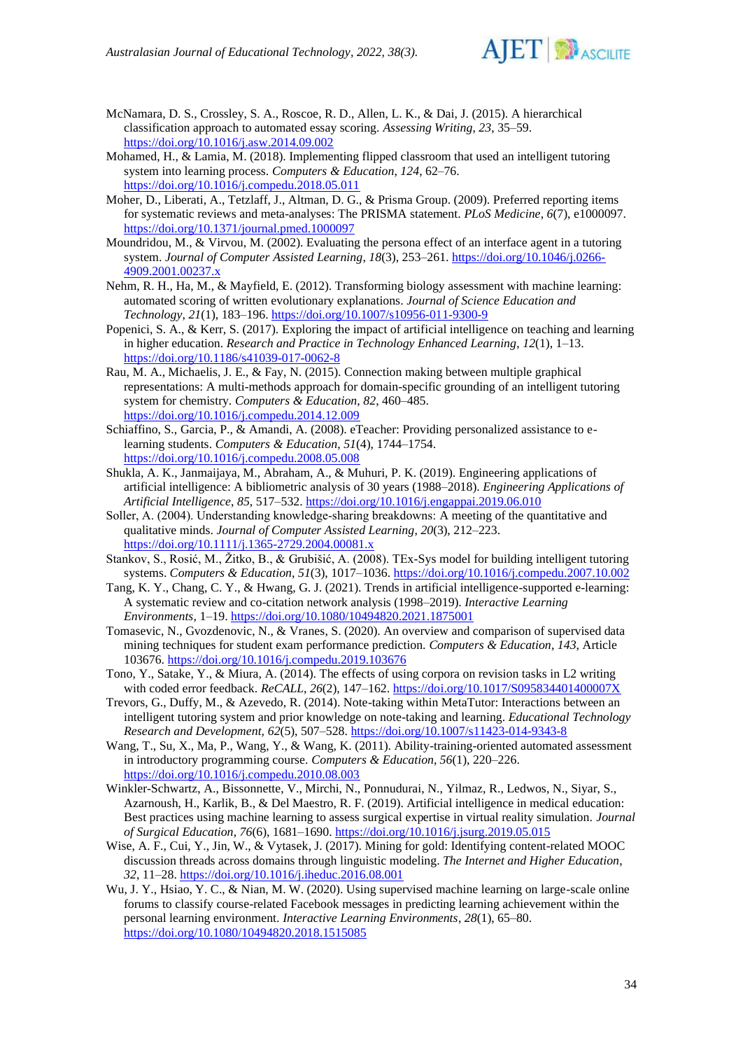McNamara, D. S., Crossley, S. A., Roscoe, R. D., Allen, L. K., & Dai, J. (2015). A hierarchical classification approach to automated essay scoring. *Assessing Writing*, *23*, 35–59. https://doi.org/10.1016/j.asw.2014.09.002

Mohamed, H., & Lamia, M. (2018). Implementing flipped classroom that used an intelligent tutoring system into learning process. *Computers & Education*, *124*, 62–76. https://doi.org/10.1016/j.compedu.2018.05.011

Moher, D., Liberati, A., Tetzlaff, J., Altman, D. G., & Prisma Group. (2009). Preferred reporting items for systematic reviews and meta-analyses: The PRISMA statement. *PLoS Medicine*, *6*(7), e1000097. https://doi.org/10.1371/journal.pmed.1000097

Moundridou, M., & Virvou, M. (2002). Evaluating the persona effect of an interface agent in a tutoring system. *Journal of Computer Assisted Learning*, *18*(3), 253–261. https://doi.org/10.1046/j.0266-4909.2001.00237.x

Nehm, R. H., Ha, M., & Mayfield, E. (2012). Transforming biology assessment with machine learning: automated scoring of written evolutionary explanations. *Journal of Science Education and Technology*, *21*(1), 183–196. https://doi.org/10.1007/s10956-011-9300-9

Popenici, S. A., & Kerr, S. (2017). Exploring the impact of artificial intelligence on teaching and learning in higher education. *Research and Practice in Technology Enhanced Learning*, *12*(1), 1–13. https://doi.org/10.1186/s41039-017-0062-8

Rau, M. A., Michaelis, J. E., & Fay, N. (2015). Connection making between multiple graphical representations: A multi-methods approach for domain-specific grounding of an intelligent tutoring system for chemistry. *Computers & Education*, *82*, 460–485. https://doi.org/10.1016/j.compedu.2014.12.009

Schiaffino, S., Garcia, P., & Amandi, A. (2008). eTeacher: Providing personalized assistance to e-learning students. *Computers & Education*, *51*(4), 1744–1754. https://doi.org/10.1016/j.compedu.2008.05.008

Shukla, A. K., Janmaijaya, M., Abraham, A., & Muhuri, P. K. (2019). Engineering applications of artificial intelligence: A bibliometric analysis of 30 years (1988–2018). *Engineering Applications of Artificial Intelligence*, *85*, 517–532. https://doi.org/10.1016/j.engappai.2019.06.010

Soller, A. (2004). Understanding knowledge-sharing breakdowns: A meeting of the quantitative and qualitative minds. *Journal of Computer Assisted Learning*, *20*(3), 212–223. https://doi.org/10.1111/j.1365-2729.2004.00081.x

Stankov, S., Rosić, M., Žitko, B., & Grubišić, A. (2008). TEx-Sys model for building intelligent tutoring systems. *Computers & Education*, *51*(3), 1017–1036. https://doi.org/10.1016/j.compedu.2007.10.002

Tang, K. Y., Chang, C. Y., & Hwang, G. J. (2021). Trends in artificial intelligence-supported e-learning: A systematic review and co-citation network analysis (1998–2019). *Interactive Learning Environments*, 1–19. https://doi.org/10.1080/10494820.2021.1875001

Tomasevic, N., Gvozdenovic, N., & Vranes, S. (2020). An overview and comparison of supervised data mining techniques for student exam performance prediction. *Computers & Education*, *143*, Article 103676. https://doi.org/10.1016/j.compedu.2019.103676

Tono, Y., Satake, Y., & Miura, A. (2014). The effects of using corpora on revision tasks in L2 writing with coded error feedback. *ReCALL*, *26*(2), 147–162. https://doi.org/10.1017/S095834401400007X

Trevors, G., Duffy, M., & Azevedo, R. (2014). Note-taking within MetaTutor: Interactions between an intelligent tutoring system and prior knowledge on note-taking and learning. *Educational Technology Research and Development*, *62*(5), 507–528. https://doi.org/10.1007/s11423-014-9343-8

Wang, T., Su, X., Ma, P., Wang, Y., & Wang, K. (2011). Ability-training-oriented automated assessment in introductory programming course. *Computers & Education*, *56*(1), 220–226. https://doi.org/10.1016/j.compedu.2010.08.003

Winkler-Schwartz, A., Bissonnette, V., Mirchi, N., Ponnudurai, N., Yilmaz, R., Ledwos, N., Siyar, S., Azarnoush, H., Karlik, B., & Del Maestro, R. F. (2019). Artificial intelligence in medical education: Best practices using machine learning to assess surgical expertise in virtual reality simulation. *Journal of Surgical Education*, *76*(6), 1681–1690. https://doi.org/10.1016/j.jsurg.2019.05.015

Wise, A. F., Cui, Y., Jin, W., & Vytasek, J. (2017). Mining for gold: Identifying content-related MOOC discussion threads across domains through linguistic modeling. *The Internet and Higher Education*, *32*, 11–28. https://doi.org/10.1016/j.iheduc.2016.08.001

Wu, J. Y., Hsiao, Y. C., & Nian, M. W. (2020). Using supervised machine learning on large-scale online forums to classify course-related Facebook messages in predicting learning achievement within the personal learning environment. *Interactive Learning Environments*, *28*(1), 65–80. https://doi.org/10.1080/10494820.2018.1515085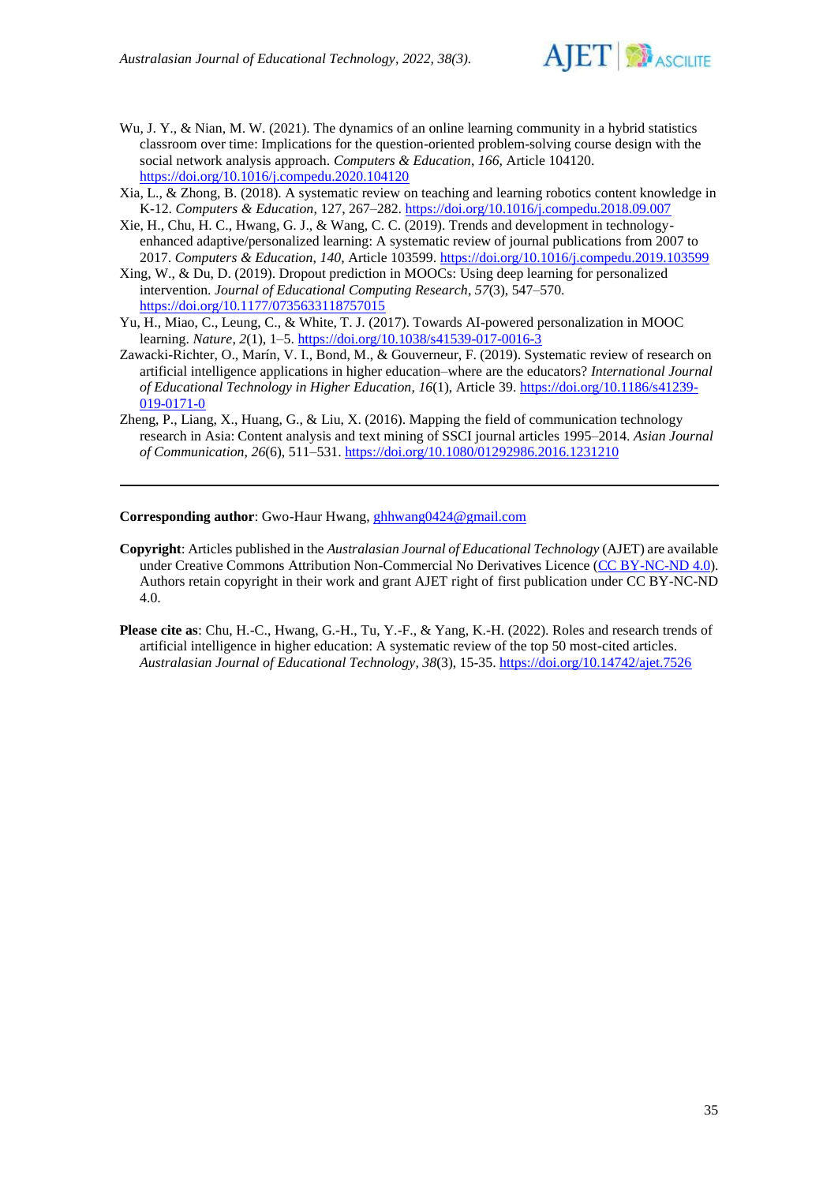Wu, J. Y., & Nian, M. W. (2021). The dynamics of an online learning community in a hybrid statistics classroom over time: Implications for the question-oriented problem-solving course design with the social network analysis approach. *Computers & Education*, *166*, Article 104120. https://doi.org/10.1016/j.compedu.2020.104120

Xia, L., & Zhong, B. (2018). A systematic review on teaching and learning robotics content knowledge in K-12. *Computers & Education*, 127, 267–282. https://doi.org/10.1016/j.compedu.2018.09.007

Xie, H., Chu, H. C., Hwang, G. J., & Wang, C. C. (2019). Trends and development in technology-enhanced adaptive/personalized learning: A systematic review of journal publications from 2007 to 2017. *Computers & Education*, *140*, Article 103599. https://doi.org/10.1016/j.compedu.2019.103599

Xing, W., & Du, D. (2019). Dropout prediction in MOOCs: Using deep learning for personalized intervention. *Journal of Educational Computing Research*, *57*(3), 547–570. https://doi.org/10.1177/0735633118757015

Yu, H., Miao, C., Leung, C., & White, T. J. (2017). Towards AI-powered personalization in MOOC learning. *Nature*, *2*(1), 1–5. https://doi.org/10.1038/s41539-017-0016-3

Zawacki-Richter, O., Marín, V. I., Bond, M., & Gouverneur, F. (2019). Systematic review of research on artificial intelligence applications in higher education–where are the educators? *International Journal of Educational Technology in Higher Education*, *16*(1), Article 39. https://doi.org/10.1186/s41239-019-0171-0

Zheng, P., Liang, X., Huang, G., & Liu, X. (2016). Mapping the field of communication technology research in Asia: Content analysis and text mining of SSCI journal articles 1995–2014. *Asian Journal of Communication*, *26*(6), 511–531. https://doi.org/10.1080/01292986.2016.1231210

---

**Corresponding author**: Gwo-Haur Hwang, ghhwang0424@gmail.com

**Copyright**: Articles published in the *Australasian Journal of Educational Technology* (AJET) are available under Creative Commons Attribution Non-Commercial No Derivatives Licence (CC BY-NC-ND 4.0). Authors retain copyright in their work and grant AJET right of first publication under CC BY-NC-ND 4.0.

**Please cite as**: Chu, H.-C., Hwang, G.-H., Tu, Y.-F., & Yang, K.-H. (2022). Roles and research trends of artificial intelligence in higher education: A systematic review of the top 50 most-cited articles. *Australasian Journal of Educational Technology*, *38*(3), 15-35. https://doi.org/10.14742/ajet.7526